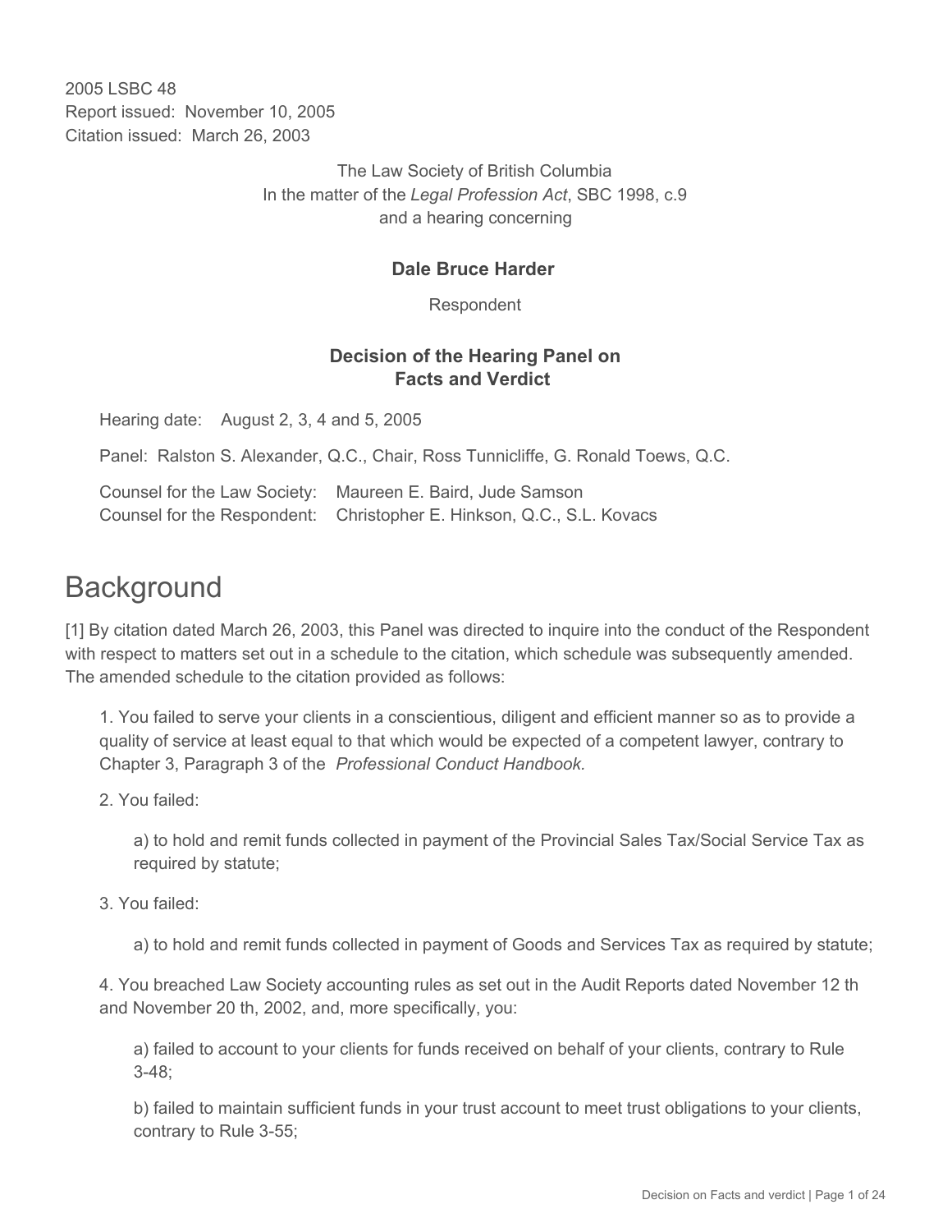2005 LSBC 48
Report issued: November 10, 2005
Citation issued: March 26, 2003

The Law Society of British Columbia
In the matter of the *Legal Profession Act*, SBC 1998, c.9
and a hearing concerning

**Dale Bruce Harder**

Respondent

**Decision of the Hearing Panel on Facts and Verdict**

Hearing date: August 2, 3, 4 and 5, 2005

Panel: Ralston S. Alexander, Q.C., Chair, Ross Tunnicliffe, G. Ronald Toews, Q.C.

Counsel for the Law Society: Maureen E. Baird, Jude Samson
Counsel for the Respondent: Christopher E. Hinkson, Q.C., S.L. Kovacs

# Background

[1] By citation dated March 26, 2003, this Panel was directed to inquire into the conduct of the Respondent with respect to matters set out in a schedule to the citation, which schedule was subsequently amended. The amended schedule to the citation provided as follows:

> 1. You failed to serve your clients in a conscientious, diligent and efficient manner so as to provide a quality of service at least equal to that which would be expected of a competent lawyer, contrary to Chapter 3, Paragraph 3 of the *Professional Conduct Handbook.*
>
> 2. You failed:
>
> > a) to hold and remit funds collected in payment of the Provincial Sales Tax/Social Service Tax as required by statute;
>
> 3. You failed:
>
> > a) to hold and remit funds collected in payment of Goods and Services Tax as required by statute;
>
> 4. You breached Law Society accounting rules as set out in the Audit Reports dated November 12 th and November 20 th, 2002, and, more specifically, you:
>
> > a) failed to account to your clients for funds received on behalf of your clients, contrary to Rule 3-48;
> >
> > b) failed to maintain sufficient funds in your trust account to meet trust obligations to your clients, contrary to Rule 3-55;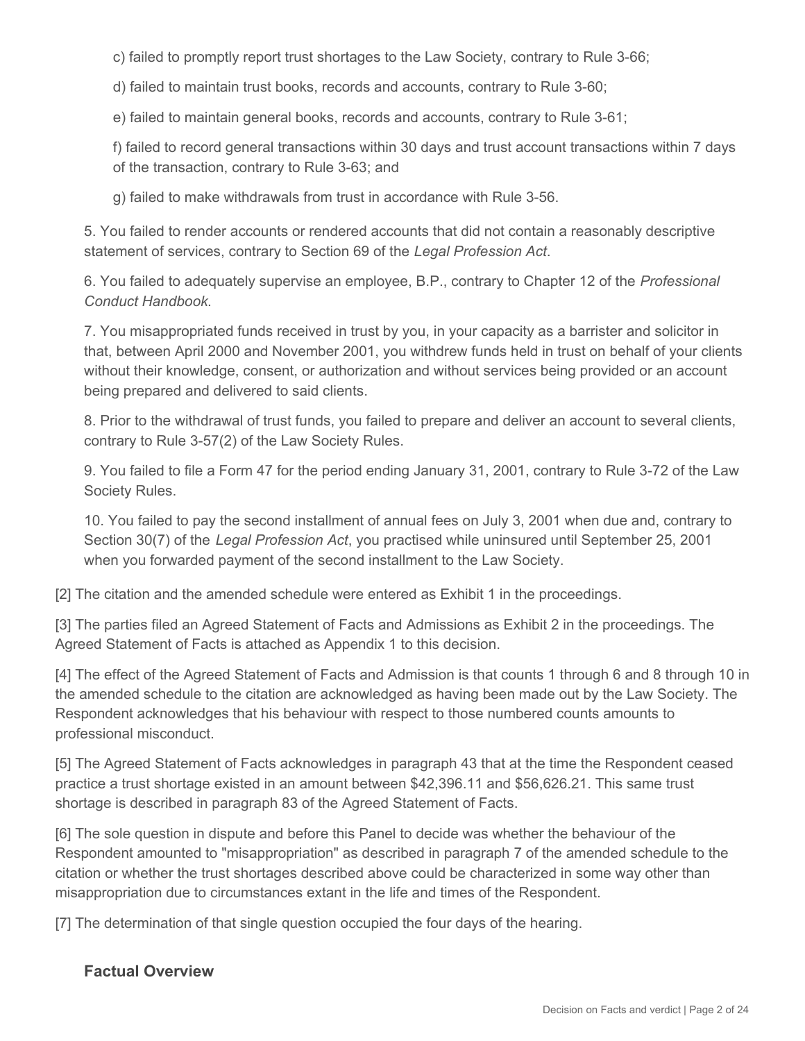c) failed to promptly report trust shortages to the Law Society, contrary to Rule 3-66;

d) failed to maintain trust books, records and accounts, contrary to Rule 3-60;

e) failed to maintain general books, records and accounts, contrary to Rule 3-61;

f) failed to record general transactions within 30 days and trust account transactions within 7 days of the transaction, contrary to Rule 3-63; and

g) failed to make withdrawals from trust in accordance with Rule 3-56.

5. You failed to render accounts or rendered accounts that did not contain a reasonably descriptive statement of services, contrary to Section 69 of the *Legal Profession Act*.

6. You failed to adequately supervise an employee, B.P., contrary to Chapter 12 of the *Professional Conduct Handbook*.

7. You misappropriated funds received in trust by you, in your capacity as a barrister and solicitor in that, between April 2000 and November 2001, you withdrew funds held in trust on behalf of your clients without their knowledge, consent, or authorization and without services being provided or an account being prepared and delivered to said clients.

8. Prior to the withdrawal of trust funds, you failed to prepare and deliver an account to several clients, contrary to Rule 3-57(2) of the Law Society Rules.

9. You failed to file a Form 47 for the period ending January 31, 2001, contrary to Rule 3-72 of the Law Society Rules.

10. You failed to pay the second installment of annual fees on July 3, 2001 when due and, contrary to Section 30(7) of the *Legal Profession Act*, you practised while uninsured until September 25, 2001 when you forwarded payment of the second installment to the Law Society.

[2] The citation and the amended schedule were entered as Exhibit 1 in the proceedings.

[3] The parties filed an Agreed Statement of Facts and Admissions as Exhibit 2 in the proceedings. The Agreed Statement of Facts is attached as Appendix 1 to this decision.

[4] The effect of the Agreed Statement of Facts and Admission is that counts 1 through 6 and 8 through 10 in the amended schedule to the citation are acknowledged as having been made out by the Law Society. The Respondent acknowledges that his behaviour with respect to those numbered counts amounts to professional misconduct.

[5] The Agreed Statement of Facts acknowledges in paragraph 43 that at the time the Respondent ceased practice a trust shortage existed in an amount between $42,396.11 and $56,626.21. This same trust shortage is described in paragraph 83 of the Agreed Statement of Facts.

[6] The sole question in dispute and before this Panel to decide was whether the behaviour of the Respondent amounted to "misappropriation" as described in paragraph 7 of the amended schedule to the citation or whether the trust shortages described above could be characterized in some way other than misappropriation due to circumstances extant in the life and times of the Respondent.

[7] The determination of that single question occupied the four days of the hearing.

## Factual Overview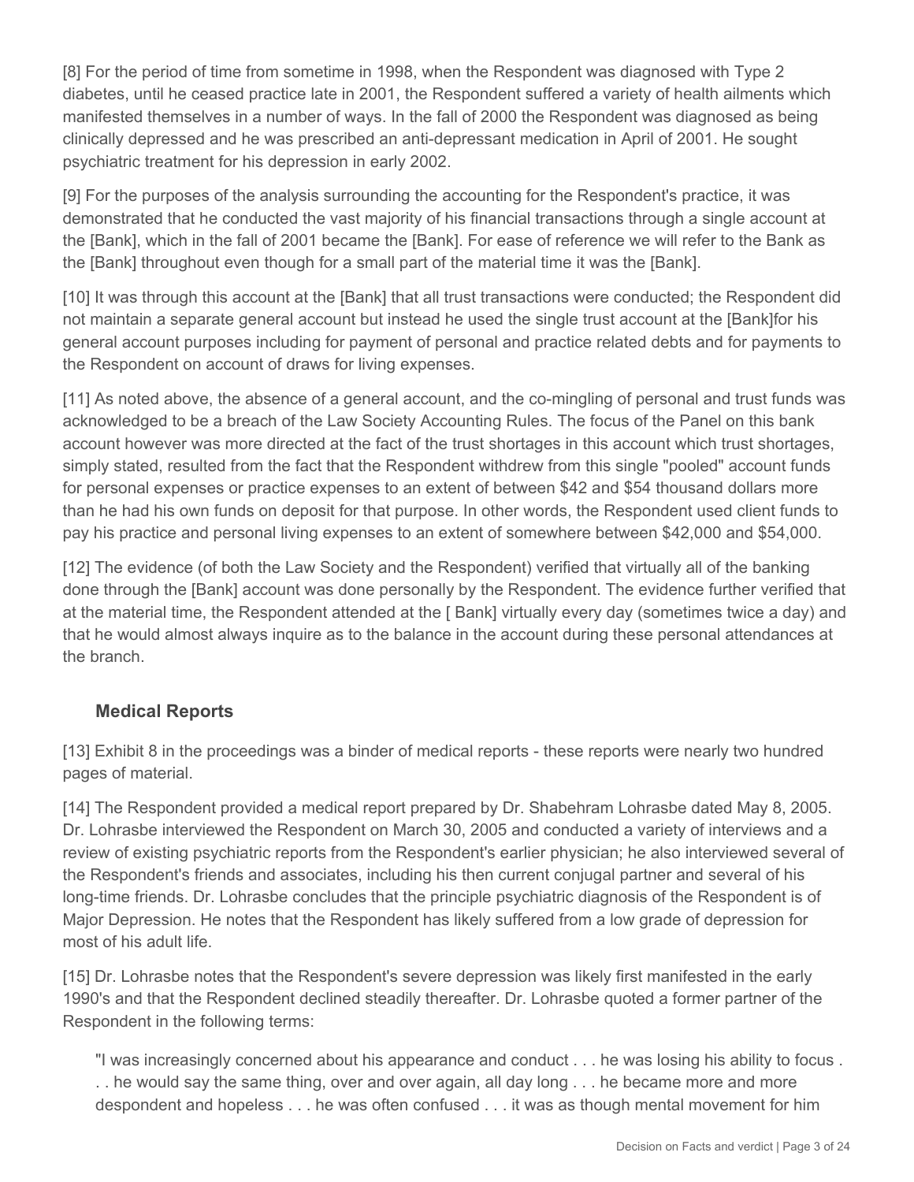[8] For the period of time from sometime in 1998, when the Respondent was diagnosed with Type 2 diabetes, until he ceased practice late in 2001, the Respondent suffered a variety of health ailments which manifested themselves in a number of ways. In the fall of 2000 the Respondent was diagnosed as being clinically depressed and he was prescribed an anti-depressant medication in April of 2001. He sought psychiatric treatment for his depression in early 2002.

[9] For the purposes of the analysis surrounding the accounting for the Respondent's practice, it was demonstrated that he conducted the vast majority of his financial transactions through a single account at the [Bank], which in the fall of 2001 became the [Bank]. For ease of reference we will refer to the Bank as the [Bank] throughout even though for a small part of the material time it was the [Bank].

[10] It was through this account at the [Bank] that all trust transactions were conducted; the Respondent did not maintain a separate general account but instead he used the single trust account at the [Bank]for his general account purposes including for payment of personal and practice related debts and for payments to the Respondent on account of draws for living expenses.

[11] As noted above, the absence of a general account, and the co-mingling of personal and trust funds was acknowledged to be a breach of the Law Society Accounting Rules. The focus of the Panel on this bank account however was more directed at the fact of the trust shortages in this account which trust shortages, simply stated, resulted from the fact that the Respondent withdrew from this single "pooled" account funds for personal expenses or practice expenses to an extent of between $42 and $54 thousand dollars more than he had his own funds on deposit for that purpose. In other words, the Respondent used client funds to pay his practice and personal living expenses to an extent of somewhere between $42,000 and $54,000.

[12] The evidence (of both the Law Society and the Respondent) verified that virtually all of the banking done through the [Bank] account was done personally by the Respondent. The evidence further verified that at the material time, the Respondent attended at the [ Bank] virtually every day (sometimes twice a day) and that he would almost always inquire as to the balance in the account during these personal attendances at the branch.

### Medical Reports

[13] Exhibit 8 in the proceedings was a binder of medical reports - these reports were nearly two hundred pages of material.

[14] The Respondent provided a medical report prepared by Dr. Shabehram Lohrasbe dated May 8, 2005. Dr. Lohrasbe interviewed the Respondent on March 30, 2005 and conducted a variety of interviews and a review of existing psychiatric reports from the Respondent's earlier physician; he also interviewed several of the Respondent's friends and associates, including his then current conjugal partner and several of his long-time friends. Dr. Lohrasbe concludes that the principle psychiatric diagnosis of the Respondent is of Major Depression. He notes that the Respondent has likely suffered from a low grade of depression for most of his adult life.

[15] Dr. Lohrasbe notes that the Respondent's severe depression was likely first manifested in the early 1990's and that the Respondent declined steadily thereafter. Dr. Lohrasbe quoted a former partner of the Respondent in the following terms:

> "I was increasingly concerned about his appearance and conduct . . . he was losing his ability to focus . . . he would say the same thing, over and over again, all day long . . . he became more and more despondent and hopeless . . . he was often confused . . . it was as though mental movement for him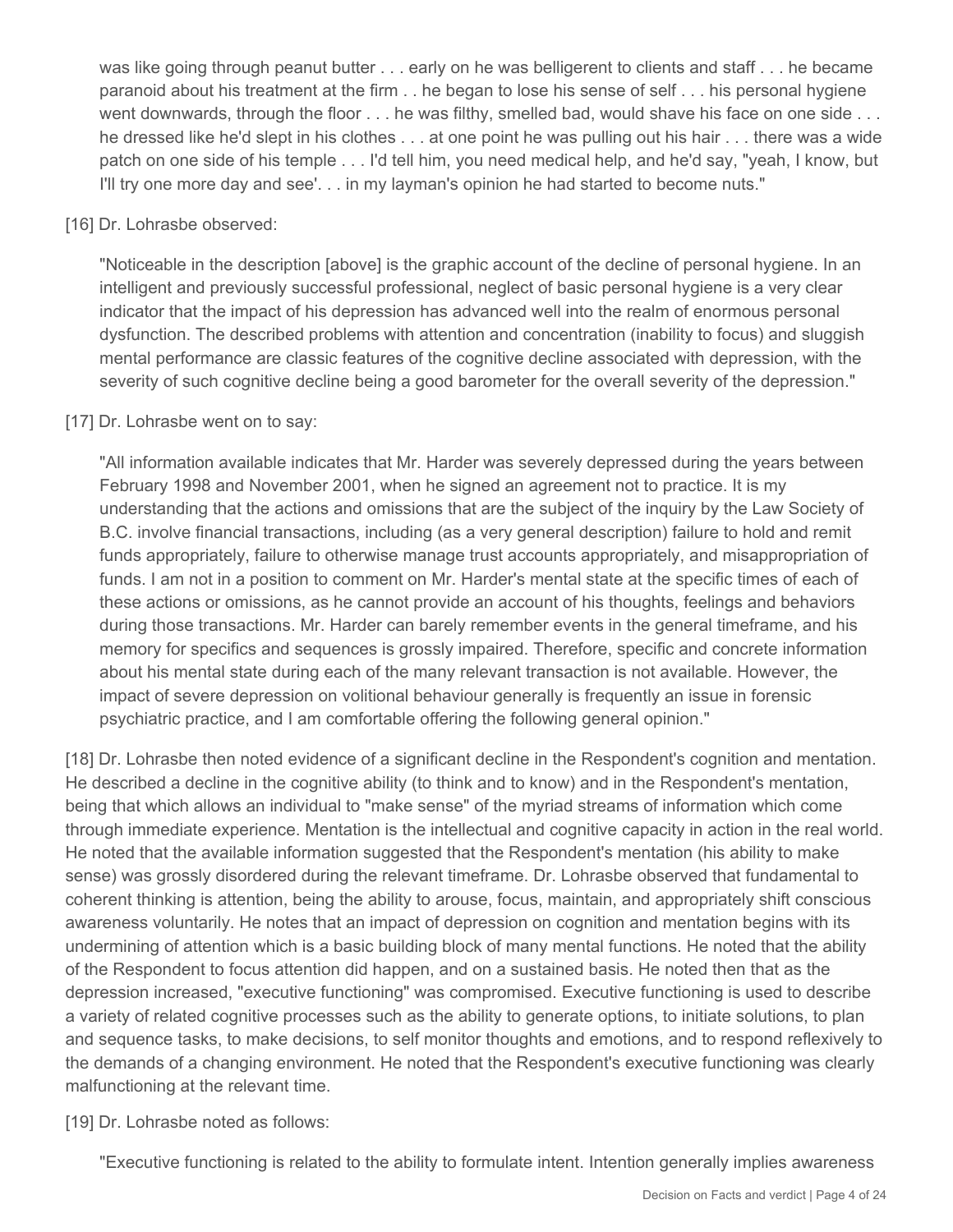was like going through peanut butter . . . early on he was belligerent to clients and staff . . . he became paranoid about his treatment at the firm . . he began to lose his sense of self . . . his personal hygiene went downwards, through the floor . . . he was filthy, smelled bad, would shave his face on one side . . . he dressed like he'd slept in his clothes . . . at one point he was pulling out his hair . . . there was a wide patch on one side of his temple . . . I'd tell him, you need medical help, and he'd say, "yeah, I know, but I'll try one more day and see'. . . in my layman's opinion he had started to become nuts."

[16] Dr. Lohrasbe observed:

> "Noticeable in the description [above] is the graphic account of the decline of personal hygiene. In an intelligent and previously successful professional, neglect of basic personal hygiene is a very clear indicator that the impact of his depression has advanced well into the realm of enormous personal dysfunction. The described problems with attention and concentration (inability to focus) and sluggish mental performance are classic features of the cognitive decline associated with depression, with the severity of such cognitive decline being a good barometer for the overall severity of the depression."

[17] Dr. Lohrasbe went on to say:

> "All information available indicates that Mr. Harder was severely depressed during the years between February 1998 and November 2001, when he signed an agreement not to practice. It is my understanding that the actions and omissions that are the subject of the inquiry by the Law Society of B.C. involve financial transactions, including (as a very general description) failure to hold and remit funds appropriately, failure to otherwise manage trust accounts appropriately, and misappropriation of funds. I am not in a position to comment on Mr. Harder's mental state at the specific times of each of these actions or omissions, as he cannot provide an account of his thoughts, feelings and behaviors during those transactions. Mr. Harder can barely remember events in the general timeframe, and his memory for specifics and sequences is grossly impaired. Therefore, specific and concrete information about his mental state during each of the many relevant transaction is not available. However, the impact of severe depression on volitional behaviour generally is frequently an issue in forensic psychiatric practice, and I am comfortable offering the following general opinion."

[18] Dr. Lohrasbe then noted evidence of a significant decline in the Respondent's cognition and mentation. He described a decline in the cognitive ability (to think and to know) and in the Respondent's mentation, being that which allows an individual to "make sense" of the myriad streams of information which come through immediate experience. Mentation is the intellectual and cognitive capacity in action in the real world. He noted that the available information suggested that the Respondent's mentation (his ability to make sense) was grossly disordered during the relevant timeframe. Dr. Lohrasbe observed that fundamental to coherent thinking is attention, being the ability to arouse, focus, maintain, and appropriately shift conscious awareness voluntarily. He notes that an impact of depression on cognition and mentation begins with its undermining of attention which is a basic building block of many mental functions. He noted that the ability of the Respondent to focus attention did happen, and on a sustained basis. He noted then that as the depression increased, "executive functioning" was compromised. Executive functioning is used to describe a variety of related cognitive processes such as the ability to generate options, to initiate solutions, to plan and sequence tasks, to make decisions, to self monitor thoughts and emotions, and to respond reflexively to the demands of a changing environment. He noted that the Respondent's executive functioning was clearly malfunctioning at the relevant time.

[19] Dr. Lohrasbe noted as follows:

> "Executive functioning is related to the ability to formulate intent. Intention generally implies awareness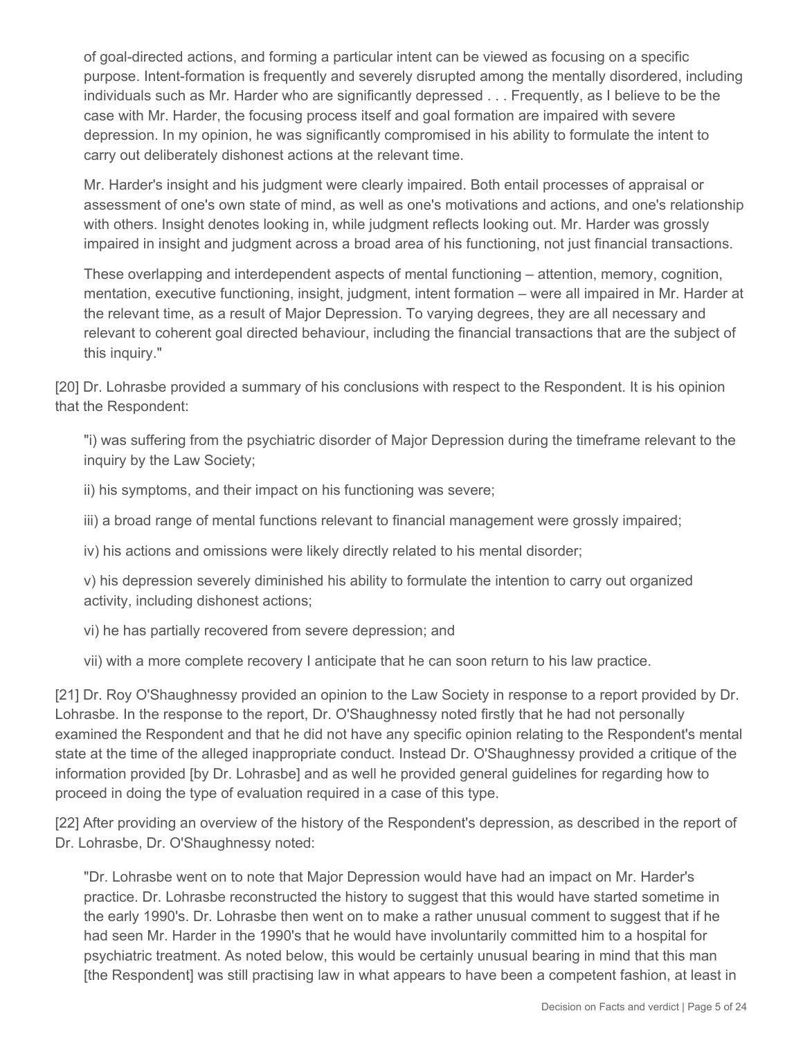of goal-directed actions, and forming a particular intent can be viewed as focusing on a specific purpose. Intent-formation is frequently and severely disrupted among the mentally disordered, including individuals such as Mr. Harder who are significantly depressed . . . Frequently, as I believe to be the case with Mr. Harder, the focusing process itself and goal formation are impaired with severe depression. In my opinion, he was significantly compromised in his ability to formulate the intent to carry out deliberately dishonest actions at the relevant time.

> Mr. Harder's insight and his judgment were clearly impaired. Both entail processes of appraisal or assessment of one's own state of mind, as well as one's motivations and actions, and one's relationship with others. Insight denotes looking in, while judgment reflects looking out. Mr. Harder was grossly impaired in insight and judgment across a broad area of his functioning, not just financial transactions.
>
> These overlapping and interdependent aspects of mental functioning – attention, memory, cognition, mentation, executive functioning, insight, judgment, intent formation – were all impaired in Mr. Harder at the relevant time, as a result of Major Depression. To varying degrees, they are all necessary and relevant to coherent goal directed behaviour, including the financial transactions that are the subject of this inquiry."

[20] Dr. Lohrasbe provided a summary of his conclusions with respect to the Respondent. It is his opinion that the Respondent:

> "i) was suffering from the psychiatric disorder of Major Depression during the timeframe relevant to the inquiry by the Law Society;
>
> ii) his symptoms, and their impact on his functioning was severe;
>
> iii) a broad range of mental functions relevant to financial management were grossly impaired;
>
> iv) his actions and omissions were likely directly related to his mental disorder;
>
> v) his depression severely diminished his ability to formulate the intention to carry out organized activity, including dishonest actions;
>
> vi) he has partially recovered from severe depression; and
>
> vii) with a more complete recovery I anticipate that he can soon return to his law practice.

[21] Dr. Roy O'Shaughnessy provided an opinion to the Law Society in response to a report provided by Dr. Lohrasbe. In the response to the report, Dr. O'Shaughnessy noted firstly that he had not personally examined the Respondent and that he did not have any specific opinion relating to the Respondent's mental state at the time of the alleged inappropriate conduct. Instead Dr. O'Shaughnessy provided a critique of the information provided [by Dr. Lohrasbe] and as well he provided general guidelines for regarding how to proceed in doing the type of evaluation required in a case of this type.

[22] After providing an overview of the history of the Respondent's depression, as described in the report of Dr. Lohrasbe, Dr. O'Shaughnessy noted:

> "Dr. Lohrasbe went on to note that Major Depression would have had an impact on Mr. Harder's practice. Dr. Lohrasbe reconstructed the history to suggest that this would have started sometime in the early 1990's. Dr. Lohrasbe then went on to make a rather unusual comment to suggest that if he had seen Mr. Harder in the 1990's that he would have involuntarily committed him to a hospital for psychiatric treatment. As noted below, this would be certainly unusual bearing in mind that this man [the Respondent] was still practising law in what appears to have been a competent fashion, at least in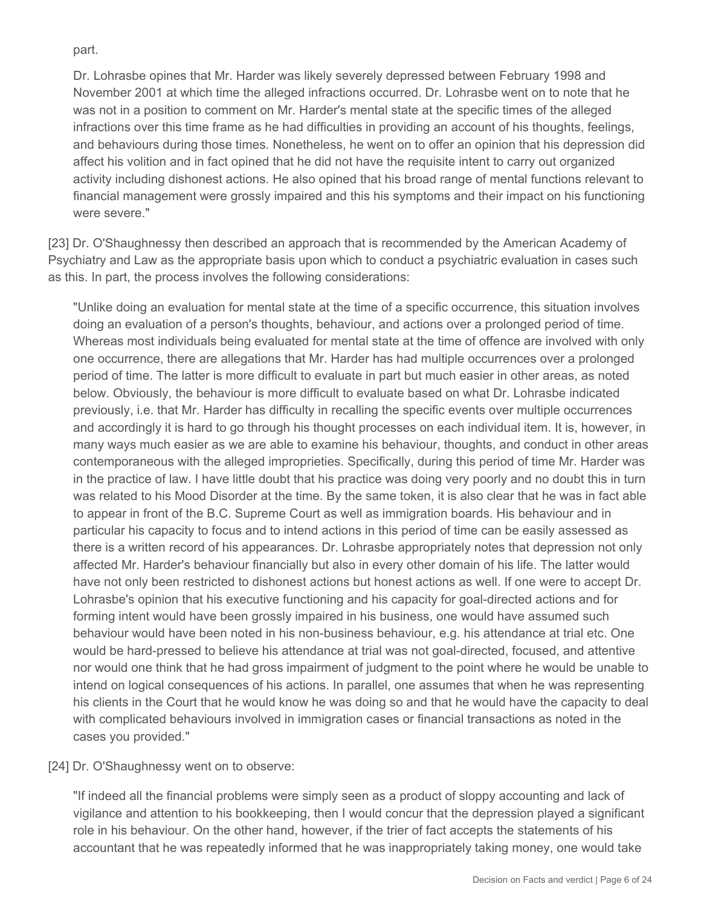part.

> Dr. Lohrasbe opines that Mr. Harder was likely severely depressed between February 1998 and November 2001 at which time the alleged infractions occurred. Dr. Lohrasbe went on to note that he was not in a position to comment on Mr. Harder's mental state at the specific times of the alleged infractions over this time frame as he had difficulties in providing an account of his thoughts, feelings, and behaviours during those times. Nonetheless, he went on to offer an opinion that his depression did affect his volition and in fact opined that he did not have the requisite intent to carry out organized activity including dishonest actions. He also opined that his broad range of mental functions relevant to financial management were grossly impaired and this his symptoms and their impact on his functioning were severe."

[23] Dr. O'Shaughnessy then described an approach that is recommended by the American Academy of Psychiatry and Law as the appropriate basis upon which to conduct a psychiatric evaluation in cases such as this. In part, the process involves the following considerations:

> "Unlike doing an evaluation for mental state at the time of a specific occurrence, this situation involves doing an evaluation of a person's thoughts, behaviour, and actions over a prolonged period of time. Whereas most individuals being evaluated for mental state at the time of offence are involved with only one occurrence, there are allegations that Mr. Harder has had multiple occurrences over a prolonged period of time. The latter is more difficult to evaluate in part but much easier in other areas, as noted below. Obviously, the behaviour is more difficult to evaluate based on what Dr. Lohrasbe indicated previously, i.e. that Mr. Harder has difficulty in recalling the specific events over multiple occurrences and accordingly it is hard to go through his thought processes on each individual item. It is, however, in many ways much easier as we are able to examine his behaviour, thoughts, and conduct in other areas contemporaneous with the alleged improprieties. Specifically, during this period of time Mr. Harder was in the practice of law. I have little doubt that his practice was doing very poorly and no doubt this in turn was related to his Mood Disorder at the time. By the same token, it is also clear that he was in fact able to appear in front of the B.C. Supreme Court as well as immigration boards. His behaviour and in particular his capacity to focus and to intend actions in this period of time can be easily assessed as there is a written record of his appearances. Dr. Lohrasbe appropriately notes that depression not only affected Mr. Harder's behaviour financially but also in every other domain of his life. The latter would have not only been restricted to dishonest actions but honest actions as well. If one were to accept Dr. Lohrasbe's opinion that his executive functioning and his capacity for goal-directed actions and for forming intent would have been grossly impaired in his business, one would have assumed such behaviour would have been noted in his non-business behaviour, e.g. his attendance at trial etc. One would be hard-pressed to believe his attendance at trial was not goal-directed, focused, and attentive nor would one think that he had gross impairment of judgment to the point where he would be unable to intend on logical consequences of his actions. In parallel, one assumes that when he was representing his clients in the Court that he would know he was doing so and that he would have the capacity to deal with complicated behaviours involved in immigration cases or financial transactions as noted in the cases you provided."

[24] Dr. O'Shaughnessy went on to observe:

> "If indeed all the financial problems were simply seen as a product of sloppy accounting and lack of vigilance and attention to his bookkeeping, then I would concur that the depression played a significant role in his behaviour. On the other hand, however, if the trier of fact accepts the statements of his accountant that he was repeatedly informed that he was inappropriately taking money, one would take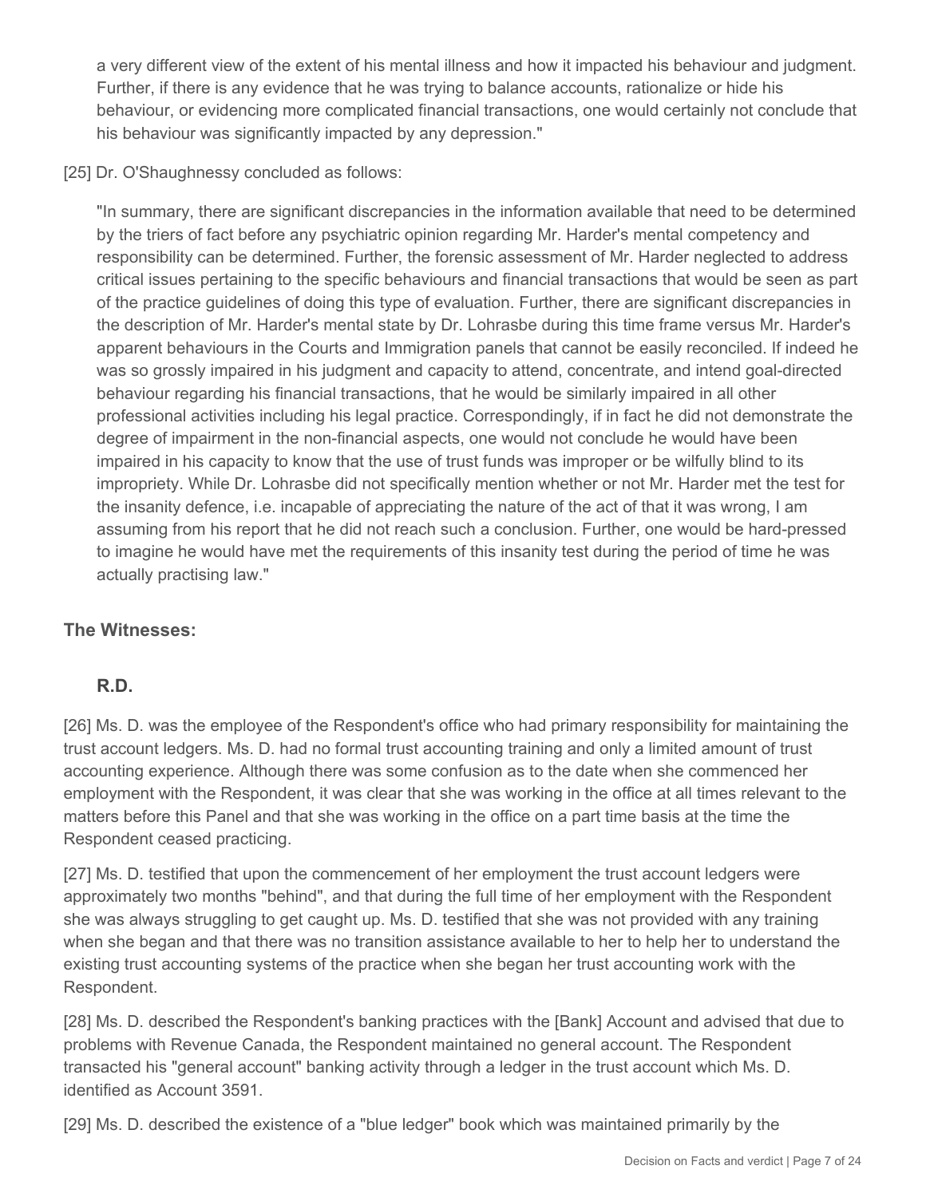a very different view of the extent of his mental illness and how it impacted his behaviour and judgment. Further, if there is any evidence that he was trying to balance accounts, rationalize or hide his behaviour, or evidencing more complicated financial transactions, one would certainly not conclude that his behaviour was significantly impacted by any depression."

[25] Dr. O'Shaughnessy concluded as follows:

> "In summary, there are significant discrepancies in the information available that need to be determined by the triers of fact before any psychiatric opinion regarding Mr. Harder's mental competency and responsibility can be determined. Further, the forensic assessment of Mr. Harder neglected to address critical issues pertaining to the specific behaviours and financial transactions that would be seen as part of the practice guidelines of doing this type of evaluation. Further, there are significant discrepancies in the description of Mr. Harder's mental state by Dr. Lohrasbe during this time frame versus Mr. Harder's apparent behaviours in the Courts and Immigration panels that cannot be easily reconciled. If indeed he was so grossly impaired in his judgment and capacity to attend, concentrate, and intend goal-directed behaviour regarding his financial transactions, that he would be similarly impaired in all other professional activities including his legal practice. Correspondingly, if in fact he did not demonstrate the degree of impairment in the non-financial aspects, one would not conclude he would have been impaired in his capacity to know that the use of trust funds was improper or be wilfully blind to its impropriety. While Dr. Lohrasbe did not specifically mention whether or not Mr. Harder met the test for the insanity defence, i.e. incapable of appreciating the nature of the act of that it was wrong, I am assuming from his report that he did not reach such a conclusion. Further, one would be hard-pressed to imagine he would have met the requirements of this insanity test during the period of time he was actually practising law."

## The Witnesses:

### R.D.

[26] Ms. D. was the employee of the Respondent's office who had primary responsibility for maintaining the trust account ledgers. Ms. D. had no formal trust accounting training and only a limited amount of trust accounting experience. Although there was some confusion as to the date when she commenced her employment with the Respondent, it was clear that she was working in the office at all times relevant to the matters before this Panel and that she was working in the office on a part time basis at the time the Respondent ceased practicing.

[27] Ms. D. testified that upon the commencement of her employment the trust account ledgers were approximately two months "behind", and that during the full time of her employment with the Respondent she was always struggling to get caught up. Ms. D. testified that she was not provided with any training when she began and that there was no transition assistance available to her to help her to understand the existing trust accounting systems of the practice when she began her trust accounting work with the Respondent.

[28] Ms. D. described the Respondent's banking practices with the [Bank] Account and advised that due to problems with Revenue Canada, the Respondent maintained no general account. The Respondent transacted his "general account" banking activity through a ledger in the trust account which Ms. D. identified as Account 3591.

[29] Ms. D. described the existence of a "blue ledger" book which was maintained primarily by the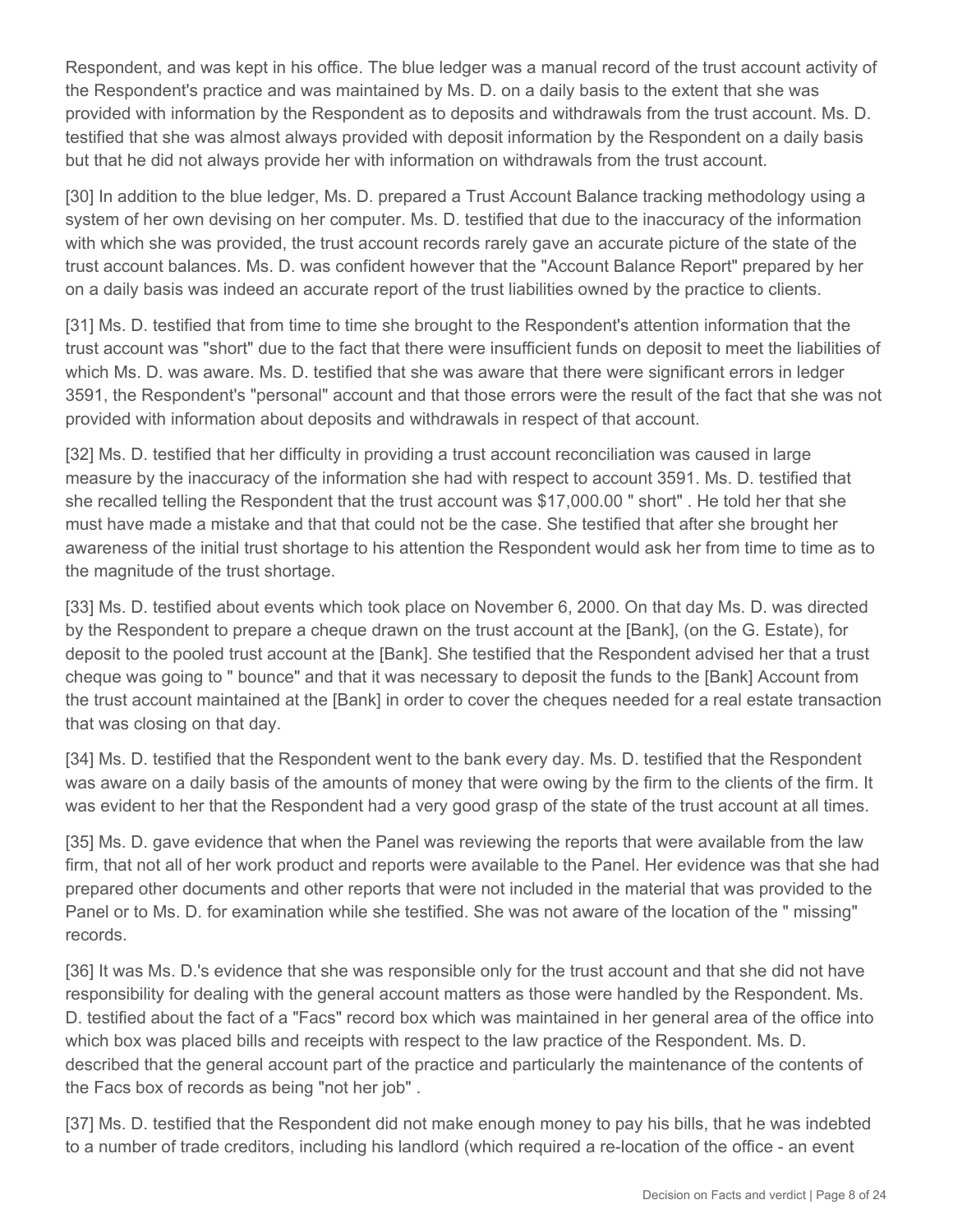Respondent, and was kept in his office. The blue ledger was a manual record of the trust account activity of the Respondent's practice and was maintained by Ms. D. on a daily basis to the extent that she was provided with information by the Respondent as to deposits and withdrawals from the trust account. Ms. D. testified that she was almost always provided with deposit information by the Respondent on a daily basis but that he did not always provide her with information on withdrawals from the trust account.

[30] In addition to the blue ledger, Ms. D. prepared a Trust Account Balance tracking methodology using a system of her own devising on her computer. Ms. D. testified that due to the inaccuracy of the information with which she was provided, the trust account records rarely gave an accurate picture of the state of the trust account balances. Ms. D. was confident however that the "Account Balance Report" prepared by her on a daily basis was indeed an accurate report of the trust liabilities owned by the practice to clients.

[31] Ms. D. testified that from time to time she brought to the Respondent's attention information that the trust account was "short" due to the fact that there were insufficient funds on deposit to meet the liabilities of which Ms. D. was aware. Ms. D. testified that she was aware that there were significant errors in ledger 3591, the Respondent's "personal" account and that those errors were the result of the fact that she was not provided with information about deposits and withdrawals in respect of that account.

[32] Ms. D. testified that her difficulty in providing a trust account reconciliation was caused in large measure by the inaccuracy of the information she had with respect to account 3591. Ms. D. testified that she recalled telling the Respondent that the trust account was $17,000.00 " short" . He told her that she must have made a mistake and that that could not be the case. She testified that after she brought her awareness of the initial trust shortage to his attention the Respondent would ask her from time to time as to the magnitude of the trust shortage.

[33] Ms. D. testified about events which took place on November 6, 2000. On that day Ms. D. was directed by the Respondent to prepare a cheque drawn on the trust account at the [Bank], (on the G. Estate), for deposit to the pooled trust account at the [Bank]. She testified that the Respondent advised her that a trust cheque was going to " bounce" and that it was necessary to deposit the funds to the [Bank] Account from the trust account maintained at the [Bank] in order to cover the cheques needed for a real estate transaction that was closing on that day.

[34] Ms. D. testified that the Respondent went to the bank every day. Ms. D. testified that the Respondent was aware on a daily basis of the amounts of money that were owing by the firm to the clients of the firm. It was evident to her that the Respondent had a very good grasp of the state of the trust account at all times.

[35] Ms. D. gave evidence that when the Panel was reviewing the reports that were available from the law firm, that not all of her work product and reports were available to the Panel. Her evidence was that she had prepared other documents and other reports that were not included in the material that was provided to the Panel or to Ms. D. for examination while she testified. She was not aware of the location of the " missing" records.

[36] It was Ms. D.'s evidence that she was responsible only for the trust account and that she did not have responsibility for dealing with the general account matters as those were handled by the Respondent. Ms. D. testified about the fact of a "Facs" record box which was maintained in her general area of the office into which box was placed bills and receipts with respect to the law practice of the Respondent. Ms. D. described that the general account part of the practice and particularly the maintenance of the contents of the Facs box of records as being "not her job" .

[37] Ms. D. testified that the Respondent did not make enough money to pay his bills, that he was indebted to a number of trade creditors, including his landlord (which required a re-location of the office - an event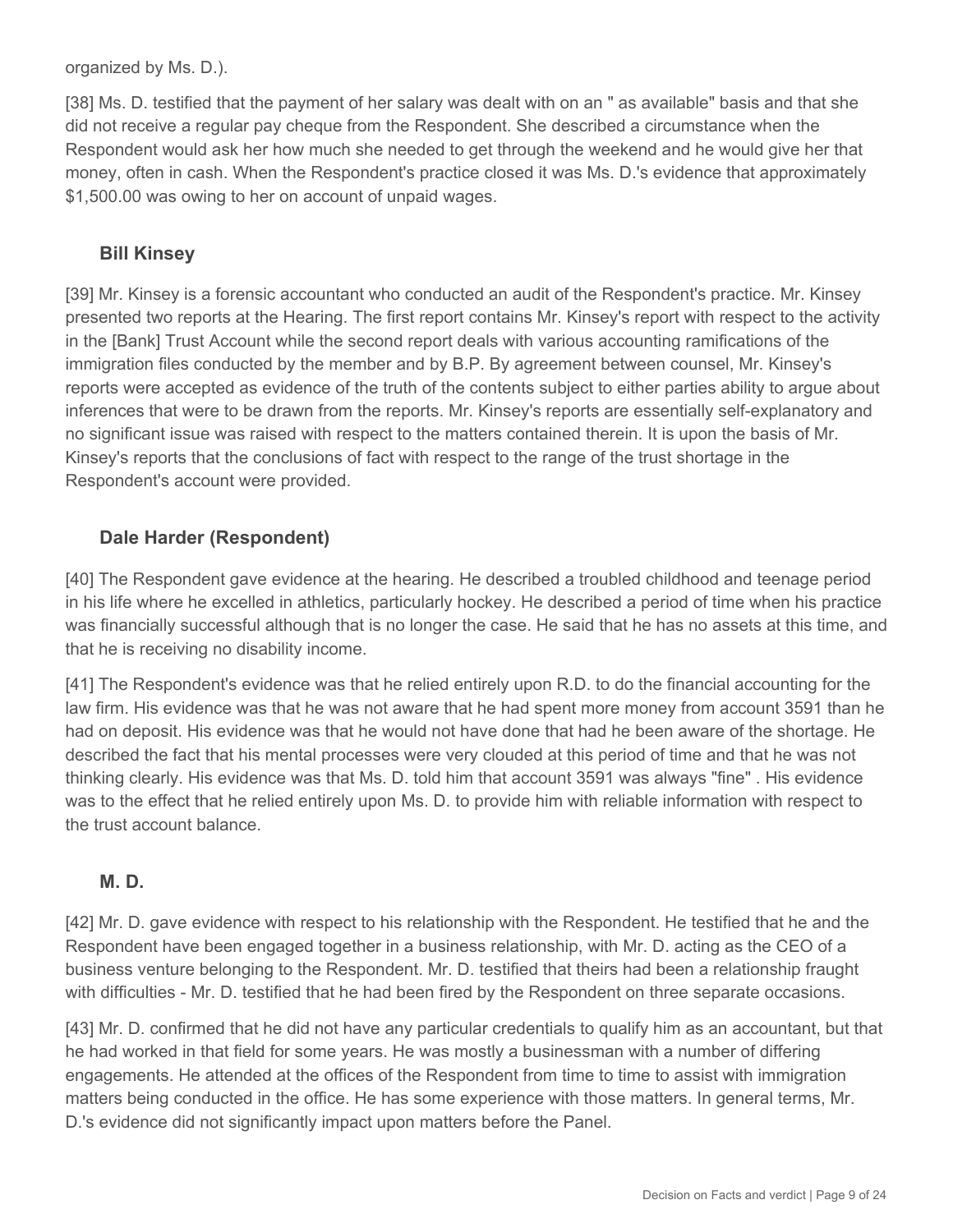organized by Ms. D.).

[38] Ms. D. testified that the payment of her salary was dealt with on an " as available" basis and that she did not receive a regular pay cheque from the Respondent. She described a circumstance when the Respondent would ask her how much she needed to get through the weekend and he would give her that money, often in cash. When the Respondent's practice closed it was Ms. D.'s evidence that approximately $1,500.00 was owing to her on account of unpaid wages.

### Bill Kinsey

[39] Mr. Kinsey is a forensic accountant who conducted an audit of the Respondent's practice. Mr. Kinsey presented two reports at the Hearing. The first report contains Mr. Kinsey's report with respect to the activity in the [Bank] Trust Account while the second report deals with various accounting ramifications of the immigration files conducted by the member and by B.P. By agreement between counsel, Mr. Kinsey's reports were accepted as evidence of the truth of the contents subject to either parties ability to argue about inferences that were to be drawn from the reports. Mr. Kinsey's reports are essentially self-explanatory and no significant issue was raised with respect to the matters contained therein. It is upon the basis of Mr. Kinsey's reports that the conclusions of fact with respect to the range of the trust shortage in the Respondent's account were provided.

### Dale Harder (Respondent)

[40] The Respondent gave evidence at the hearing. He described a troubled childhood and teenage period in his life where he excelled in athletics, particularly hockey. He described a period of time when his practice was financially successful although that is no longer the case. He said that he has no assets at this time, and that he is receiving no disability income.

[41] The Respondent's evidence was that he relied entirely upon R.D. to do the financial accounting for the law firm. His evidence was that he was not aware that he had spent more money from account 3591 than he had on deposit. His evidence was that he would not have done that had he been aware of the shortage. He described the fact that his mental processes were very clouded at this period of time and that he was not thinking clearly. His evidence was that Ms. D. told him that account 3591 was always "fine" . His evidence was to the effect that he relied entirely upon Ms. D. to provide him with reliable information with respect to the trust account balance.

### M. D.

[42] Mr. D. gave evidence with respect to his relationship with the Respondent. He testified that he and the Respondent have been engaged together in a business relationship, with Mr. D. acting as the CEO of a business venture belonging to the Respondent. Mr. D. testified that theirs had been a relationship fraught with difficulties - Mr. D. testified that he had been fired by the Respondent on three separate occasions.

[43] Mr. D. confirmed that he did not have any particular credentials to qualify him as an accountant, but that he had worked in that field for some years. He was mostly a businessman with a number of differing engagements. He attended at the offices of the Respondent from time to time to assist with immigration matters being conducted in the office. He has some experience with those matters. In general terms, Mr. D.'s evidence did not significantly impact upon matters before the Panel.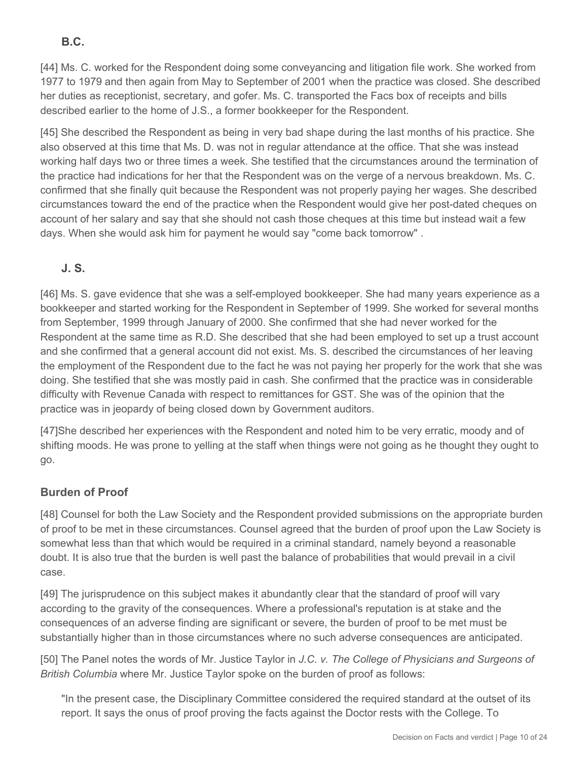### B.C.

[44] Ms. C. worked for the Respondent doing some conveyancing and litigation file work. She worked from 1977 to 1979 and then again from May to September of 2001 when the practice was closed. She described her duties as receptionist, secretary, and gofer. Ms. C. transported the Facs box of receipts and bills described earlier to the home of J.S., a former bookkeeper for the Respondent.

[45] She described the Respondent as being in very bad shape during the last months of his practice. She also observed at this time that Ms. D. was not in regular attendance at the office. That she was instead working half days two or three times a week. She testified that the circumstances around the termination of the practice had indications for her that the Respondent was on the verge of a nervous breakdown. Ms. C. confirmed that she finally quit because the Respondent was not properly paying her wages. She described circumstances toward the end of the practice when the Respondent would give her post-dated cheques on account of her salary and say that she should not cash those cheques at this time but instead wait a few days. When she would ask him for payment he would say "come back tomorrow" .

### J. S.

[46] Ms. S. gave evidence that she was a self-employed bookkeeper. She had many years experience as a bookkeeper and started working for the Respondent in September of 1999. She worked for several months from September, 1999 through January of 2000. She confirmed that she had never worked for the Respondent at the same time as R.D. She described that she had been employed to set up a trust account and she confirmed that a general account did not exist. Ms. S. described the circumstances of her leaving the employment of the Respondent due to the fact he was not paying her properly for the work that she was doing. She testified that she was mostly paid in cash. She confirmed that the practice was in considerable difficulty with Revenue Canada with respect to remittances for GST. She was of the opinion that the practice was in jeopardy of being closed down by Government auditors.

[47]She described her experiences with the Respondent and noted him to be very erratic, moody and of shifting moods. He was prone to yelling at the staff when things were not going as he thought they ought to go.

## Burden of Proof

[48] Counsel for both the Law Society and the Respondent provided submissions on the appropriate burden of proof to be met in these circumstances. Counsel agreed that the burden of proof upon the Law Society is somewhat less than that which would be required in a criminal standard, namely beyond a reasonable doubt. It is also true that the burden is well past the balance of probabilities that would prevail in a civil case.

[49] The jurisprudence on this subject makes it abundantly clear that the standard of proof will vary according to the gravity of the consequences. Where a professional's reputation is at stake and the consequences of an adverse finding are significant or severe, the burden of proof to be met must be substantially higher than in those circumstances where no such adverse consequences are anticipated.

[50] The Panel notes the words of Mr. Justice Taylor in *J.C. v. The College of Physicians and Surgeons of British Columbia* where Mr. Justice Taylor spoke on the burden of proof as follows:

> "In the present case, the Disciplinary Committee considered the required standard at the outset of its report. It says the onus of proof proving the facts against the Doctor rests with the College. To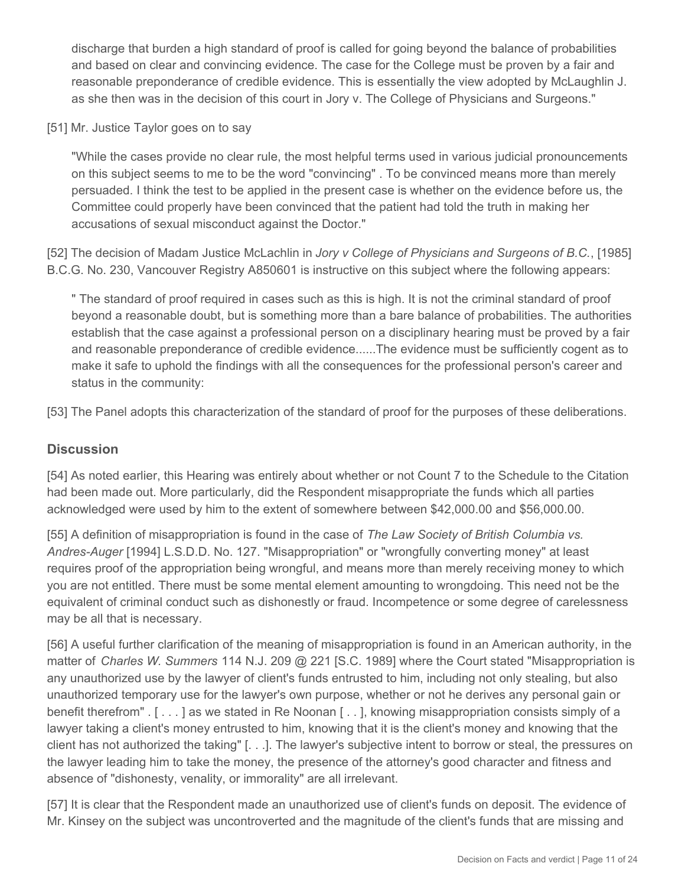discharge that burden a high standard of proof is called for going beyond the balance of probabilities and based on clear and convincing evidence. The case for the College must be proven by a fair and reasonable preponderance of credible evidence. This is essentially the view adopted by McLaughlin J. as she then was in the decision of this court in Jory v. The College of Physicians and Surgeons."

[51] Mr. Justice Taylor goes on to say

> "While the cases provide no clear rule, the most helpful terms used in various judicial pronouncements on this subject seems to me to be the word "convincing" . To be convinced means more than merely persuaded. I think the test to be applied in the present case is whether on the evidence before us, the Committee could properly have been convinced that the patient had told the truth in making her accusations of sexual misconduct against the Doctor."

[52] The decision of Madam Justice McLachlin in *Jory v College of Physicians and Surgeons of B.C.*, [1985] B.C.G. No. 230, Vancouver Registry A850601 is instructive on this subject where the following appears:

> " The standard of proof required in cases such as this is high. It is not the criminal standard of proof beyond a reasonable doubt, but is something more than a bare balance of probabilities. The authorities establish that the case against a professional person on a disciplinary hearing must be proved by a fair and reasonable preponderance of credible evidence......The evidence must be sufficiently cogent as to make it safe to uphold the findings with all the consequences for the professional person's career and status in the community:

[53] The Panel adopts this characterization of the standard of proof for the purposes of these deliberations.

## Discussion

[54] As noted earlier, this Hearing was entirely about whether or not Count 7 to the Schedule to the Citation had been made out. More particularly, did the Respondent misappropriate the funds which all parties acknowledged were used by him to the extent of somewhere between $42,000.00 and $56,000.00.

[55] A definition of misappropriation is found in the case of *The Law Society of British Columbia vs. Andres-Auger* [1994] L.S.D.D. No. 127. "Misappropriation" or "wrongfully converting money" at least requires proof of the appropriation being wrongful, and means more than merely receiving money to which you are not entitled. There must be some mental element amounting to wrongdoing. This need not be the equivalent of criminal conduct such as dishonestly or fraud. Incompetence or some degree of carelessness may be all that is necessary.

[56] A useful further clarification of the meaning of misappropriation is found in an American authority, in the matter of *Charles W. Summers* 114 N.J. 209 @ 221 [S.C. 1989] where the Court stated "Misappropriation is any unauthorized use by the lawyer of client's funds entrusted to him, including not only stealing, but also unauthorized temporary use for the lawyer's own purpose, whether or not he derives any personal gain or benefit therefrom" . [ . . . ] as we stated in Re Noonan [ . . ], knowing misappropriation consists simply of a lawyer taking a client's money entrusted to him, knowing that it is the client's money and knowing that the client has not authorized the taking" [. . .]. The lawyer's subjective intent to borrow or steal, the pressures on the lawyer leading him to take the money, the presence of the attorney's good character and fitness and absence of "dishonesty, venality, or immorality" are all irrelevant.

[57] It is clear that the Respondent made an unauthorized use of client's funds on deposit. The evidence of Mr. Kinsey on the subject was uncontroverted and the magnitude of the client's funds that are missing and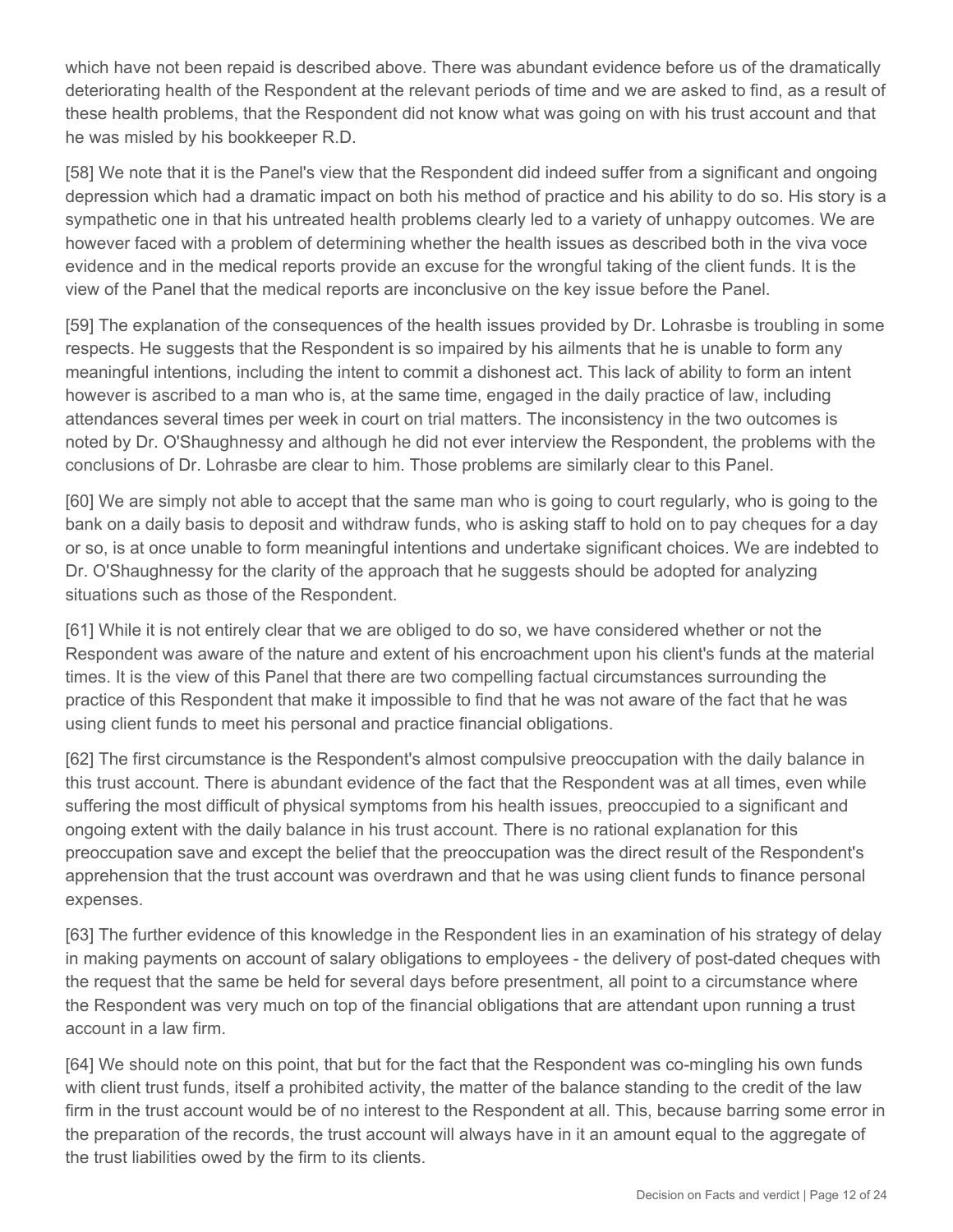which have not been repaid is described above. There was abundant evidence before us of the dramatically deteriorating health of the Respondent at the relevant periods of time and we are asked to find, as a result of these health problems, that the Respondent did not know what was going on with his trust account and that he was misled by his bookkeeper R.D.

[58] We note that it is the Panel's view that the Respondent did indeed suffer from a significant and ongoing depression which had a dramatic impact on both his method of practice and his ability to do so. His story is a sympathetic one in that his untreated health problems clearly led to a variety of unhappy outcomes. We are however faced with a problem of determining whether the health issues as described both in the viva voce evidence and in the medical reports provide an excuse for the wrongful taking of the client funds. It is the view of the Panel that the medical reports are inconclusive on the key issue before the Panel.

[59] The explanation of the consequences of the health issues provided by Dr. Lohrasbe is troubling in some respects. He suggests that the Respondent is so impaired by his ailments that he is unable to form any meaningful intentions, including the intent to commit a dishonest act. This lack of ability to form an intent however is ascribed to a man who is, at the same time, engaged in the daily practice of law, including attendances several times per week in court on trial matters. The inconsistency in the two outcomes is noted by Dr. O'Shaughnessy and although he did not ever interview the Respondent, the problems with the conclusions of Dr. Lohrasbe are clear to him. Those problems are similarly clear to this Panel.

[60] We are simply not able to accept that the same man who is going to court regularly, who is going to the bank on a daily basis to deposit and withdraw funds, who is asking staff to hold on to pay cheques for a day or so, is at once unable to form meaningful intentions and undertake significant choices. We are indebted to Dr. O'Shaughnessy for the clarity of the approach that he suggests should be adopted for analyzing situations such as those of the Respondent.

[61] While it is not entirely clear that we are obliged to do so, we have considered whether or not the Respondent was aware of the nature and extent of his encroachment upon his client's funds at the material times. It is the view of this Panel that there are two compelling factual circumstances surrounding the practice of this Respondent that make it impossible to find that he was not aware of the fact that he was using client funds to meet his personal and practice financial obligations.

[62] The first circumstance is the Respondent's almost compulsive preoccupation with the daily balance in this trust account. There is abundant evidence of the fact that the Respondent was at all times, even while suffering the most difficult of physical symptoms from his health issues, preoccupied to a significant and ongoing extent with the daily balance in his trust account. There is no rational explanation for this preoccupation save and except the belief that the preoccupation was the direct result of the Respondent's apprehension that the trust account was overdrawn and that he was using client funds to finance personal expenses.

[63] The further evidence of this knowledge in the Respondent lies in an examination of his strategy of delay in making payments on account of salary obligations to employees - the delivery of post-dated cheques with the request that the same be held for several days before presentment, all point to a circumstance where the Respondent was very much on top of the financial obligations that are attendant upon running a trust account in a law firm.

[64] We should note on this point, that but for the fact that the Respondent was co-mingling his own funds with client trust funds, itself a prohibited activity, the matter of the balance standing to the credit of the law firm in the trust account would be of no interest to the Respondent at all. This, because barring some error in the preparation of the records, the trust account will always have in it an amount equal to the aggregate of the trust liabilities owed by the firm to its clients.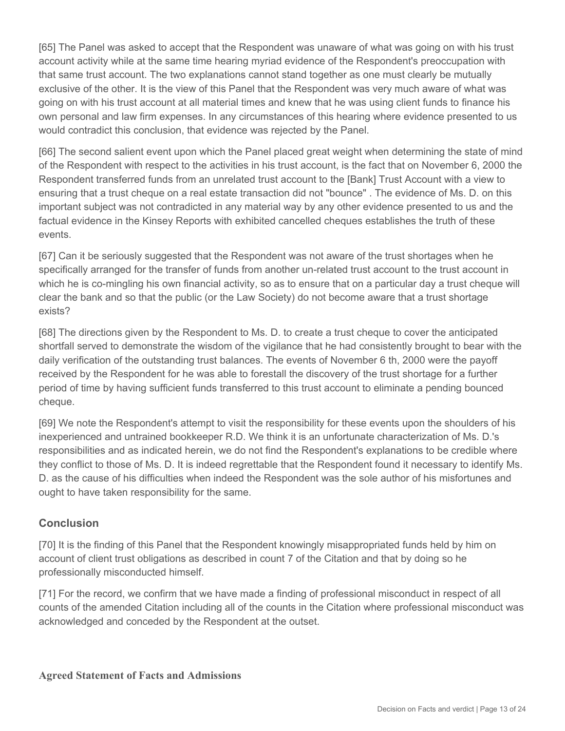[65] The Panel was asked to accept that the Respondent was unaware of what was going on with his trust account activity while at the same time hearing myriad evidence of the Respondent's preoccupation with that same trust account. The two explanations cannot stand together as one must clearly be mutually exclusive of the other. It is the view of this Panel that the Respondent was very much aware of what was going on with his trust account at all material times and knew that he was using client funds to finance his own personal and law firm expenses. In any circumstances of this hearing where evidence presented to us would contradict this conclusion, that evidence was rejected by the Panel.

[66] The second salient event upon which the Panel placed great weight when determining the state of mind of the Respondent with respect to the activities in his trust account, is the fact that on November 6, 2000 the Respondent transferred funds from an unrelated trust account to the [Bank] Trust Account with a view to ensuring that a trust cheque on a real estate transaction did not "bounce" . The evidence of Ms. D. on this important subject was not contradicted in any material way by any other evidence presented to us and the factual evidence in the Kinsey Reports with exhibited cancelled cheques establishes the truth of these events.

[67] Can it be seriously suggested that the Respondent was not aware of the trust shortages when he specifically arranged for the transfer of funds from another un-related trust account to the trust account in which he is co-mingling his own financial activity, so as to ensure that on a particular day a trust cheque will clear the bank and so that the public (or the Law Society) do not become aware that a trust shortage exists?

[68] The directions given by the Respondent to Ms. D. to create a trust cheque to cover the anticipated shortfall served to demonstrate the wisdom of the vigilance that he had consistently brought to bear with the daily verification of the outstanding trust balances. The events of November 6 th, 2000 were the payoff received by the Respondent for he was able to forestall the discovery of the trust shortage for a further period of time by having sufficient funds transferred to this trust account to eliminate a pending bounced cheque.

[69] We note the Respondent's attempt to visit the responsibility for these events upon the shoulders of his inexperienced and untrained bookkeeper R.D. We think it is an unfortunate characterization of Ms. D.'s responsibilities and as indicated herein, we do not find the Respondent's explanations to be credible where they conflict to those of Ms. D. It is indeed regrettable that the Respondent found it necessary to identify Ms. D. as the cause of his difficulties when indeed the Respondent was the sole author of his misfortunes and ought to have taken responsibility for the same.

## Conclusion

[70] It is the finding of this Panel that the Respondent knowingly misappropriated funds held by him on account of client trust obligations as described in count 7 of the Citation and that by doing so he professionally misconducted himself.

[71] For the record, we confirm that we have made a finding of professional misconduct in respect of all counts of the amended Citation including all of the counts in the Citation where professional misconduct was acknowledged and conceded by the Respondent at the outset.

**Agreed Statement of Facts and Admissions**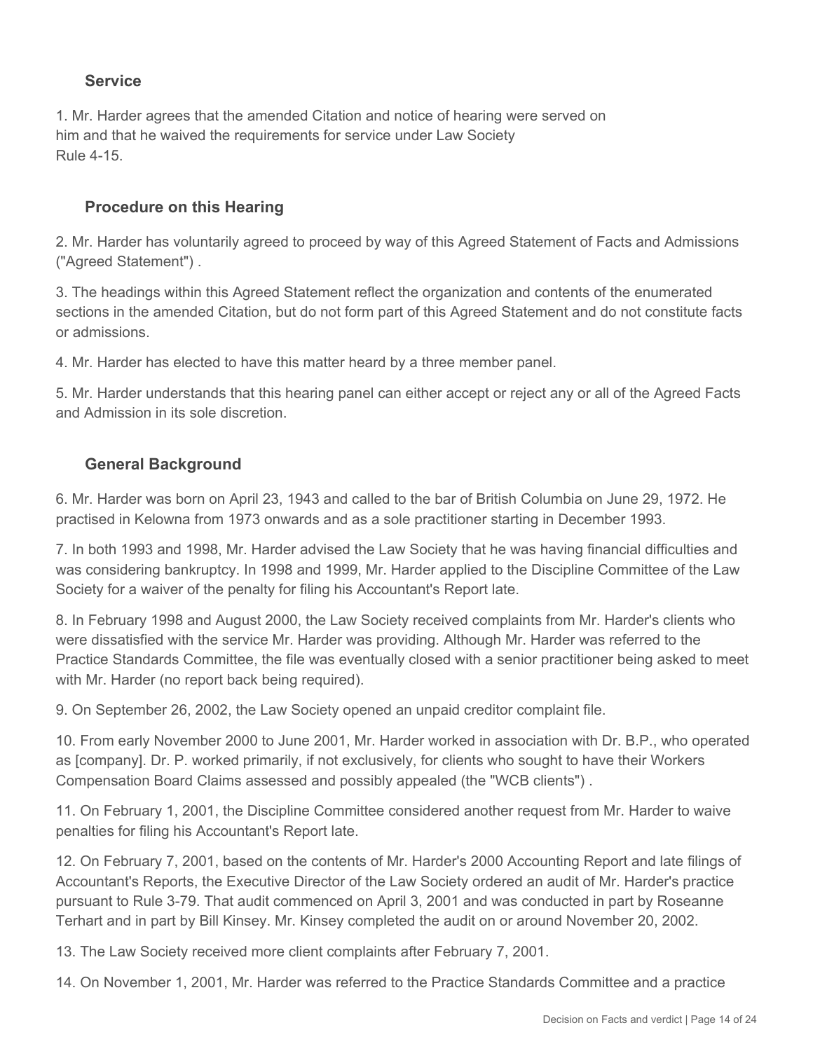### Service

1. Mr. Harder agrees that the amended Citation and notice of hearing were served on him and that he waived the requirements for service under Law Society Rule 4-15.

### Procedure on this Hearing

2. Mr. Harder has voluntarily agreed to proceed by way of this Agreed Statement of Facts and Admissions ("Agreed Statement") .

3. The headings within this Agreed Statement reflect the organization and contents of the enumerated sections in the amended Citation, but do not form part of this Agreed Statement and do not constitute facts or admissions.

4. Mr. Harder has elected to have this matter heard by a three member panel.

5. Mr. Harder understands that this hearing panel can either accept or reject any or all of the Agreed Facts and Admission in its sole discretion.

### General Background

6. Mr. Harder was born on April 23, 1943 and called to the bar of British Columbia on June 29, 1972. He practised in Kelowna from 1973 onwards and as a sole practitioner starting in December 1993.

7. In both 1993 and 1998, Mr. Harder advised the Law Society that he was having financial difficulties and was considering bankruptcy. In 1998 and 1999, Mr. Harder applied to the Discipline Committee of the Law Society for a waiver of the penalty for filing his Accountant's Report late.

8. In February 1998 and August 2000, the Law Society received complaints from Mr. Harder's clients who were dissatisfied with the service Mr. Harder was providing. Although Mr. Harder was referred to the Practice Standards Committee, the file was eventually closed with a senior practitioner being asked to meet with Mr. Harder (no report back being required).

9. On September 26, 2002, the Law Society opened an unpaid creditor complaint file.

10. From early November 2000 to June 2001, Mr. Harder worked in association with Dr. B.P., who operated as [company]. Dr. P. worked primarily, if not exclusively, for clients who sought to have their Workers Compensation Board Claims assessed and possibly appealed (the "WCB clients") .

11. On February 1, 2001, the Discipline Committee considered another request from Mr. Harder to waive penalties for filing his Accountant's Report late.

12. On February 7, 2001, based on the contents of Mr. Harder's 2000 Accounting Report and late filings of Accountant's Reports, the Executive Director of the Law Society ordered an audit of Mr. Harder's practice pursuant to Rule 3-79. That audit commenced on April 3, 2001 and was conducted in part by Roseanne Terhart and in part by Bill Kinsey. Mr. Kinsey completed the audit on or around November 20, 2002.

13. The Law Society received more client complaints after February 7, 2001.

14. On November 1, 2001, Mr. Harder was referred to the Practice Standards Committee and a practice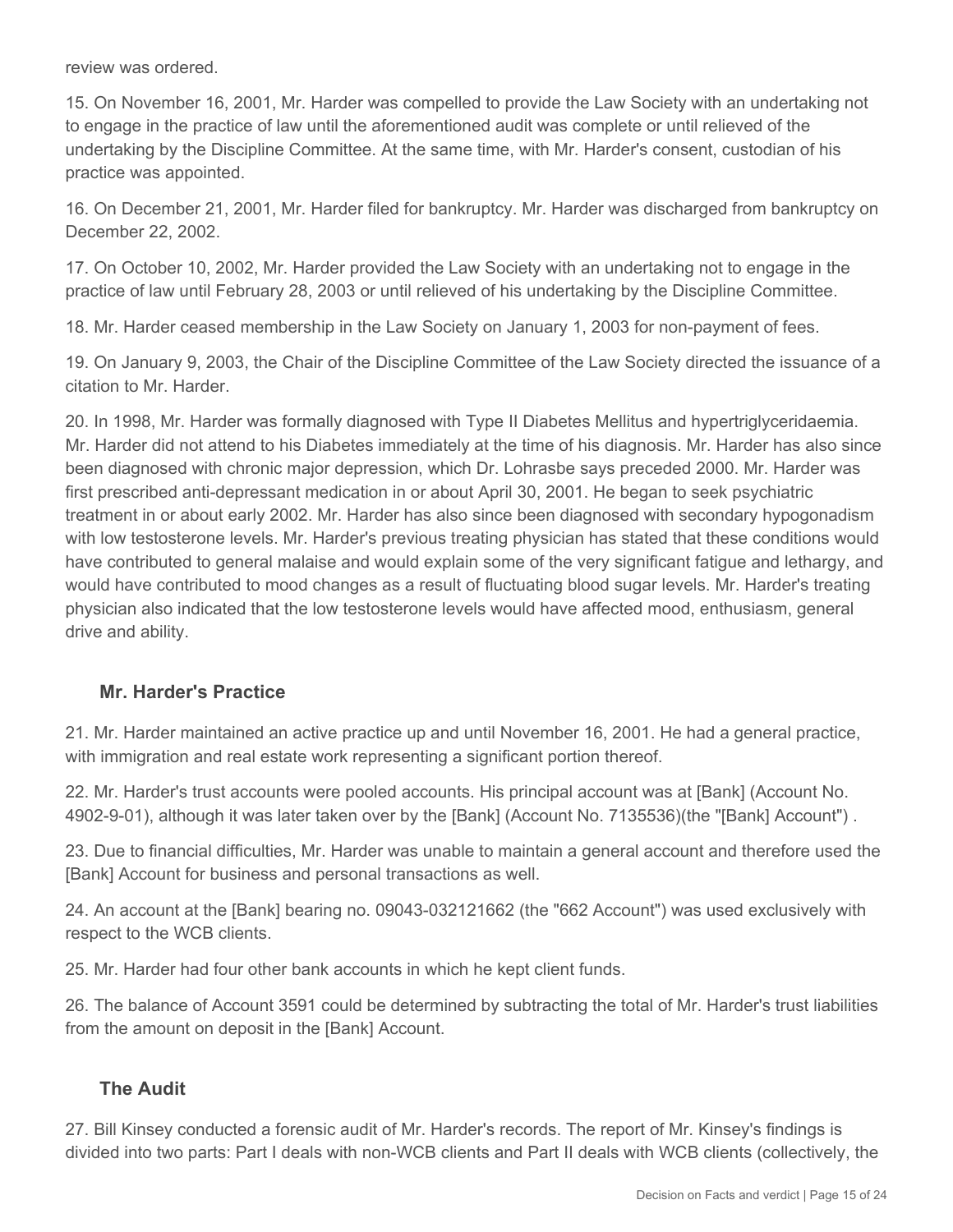review was ordered.

15. On November 16, 2001, Mr. Harder was compelled to provide the Law Society with an undertaking not to engage in the practice of law until the aforementioned audit was complete or until relieved of the undertaking by the Discipline Committee. At the same time, with Mr. Harder's consent, custodian of his practice was appointed.

16. On December 21, 2001, Mr. Harder filed for bankruptcy. Mr. Harder was discharged from bankruptcy on December 22, 2002.

17. On October 10, 2002, Mr. Harder provided the Law Society with an undertaking not to engage in the practice of law until February 28, 2003 or until relieved of his undertaking by the Discipline Committee.

18. Mr. Harder ceased membership in the Law Society on January 1, 2003 for non-payment of fees.

19. On January 9, 2003, the Chair of the Discipline Committee of the Law Society directed the issuance of a citation to Mr. Harder.

20. In 1998, Mr. Harder was formally diagnosed with Type II Diabetes Mellitus and hypertriglyceridaemia. Mr. Harder did not attend to his Diabetes immediately at the time of his diagnosis. Mr. Harder has also since been diagnosed with chronic major depression, which Dr. Lohrasbe says preceded 2000. Mr. Harder was first prescribed anti-depressant medication in or about April 30, 2001. He began to seek psychiatric treatment in or about early 2002. Mr. Harder has also since been diagnosed with secondary hypogonadism with low testosterone levels. Mr. Harder's previous treating physician has stated that these conditions would have contributed to general malaise and would explain some of the very significant fatigue and lethargy, and would have contributed to mood changes as a result of fluctuating blood sugar levels. Mr. Harder's treating physician also indicated that the low testosterone levels would have affected mood, enthusiasm, general drive and ability.

### Mr. Harder's Practice

21. Mr. Harder maintained an active practice up and until November 16, 2001. He had a general practice, with immigration and real estate work representing a significant portion thereof.

22. Mr. Harder's trust accounts were pooled accounts. His principal account was at [Bank] (Account No. 4902-9-01), although it was later taken over by the [Bank] (Account No. 7135536)(the "[Bank] Account") .

23. Due to financial difficulties, Mr. Harder was unable to maintain a general account and therefore used the [Bank] Account for business and personal transactions as well.

24. An account at the [Bank] bearing no. 09043-032121662 (the "662 Account") was used exclusively with respect to the WCB clients.

25. Mr. Harder had four other bank accounts in which he kept client funds.

26. The balance of Account 3591 could be determined by subtracting the total of Mr. Harder's trust liabilities from the amount on deposit in the [Bank] Account.

### The Audit

27. Bill Kinsey conducted a forensic audit of Mr. Harder's records. The report of Mr. Kinsey's findings is divided into two parts: Part I deals with non-WCB clients and Part II deals with WCB clients (collectively, the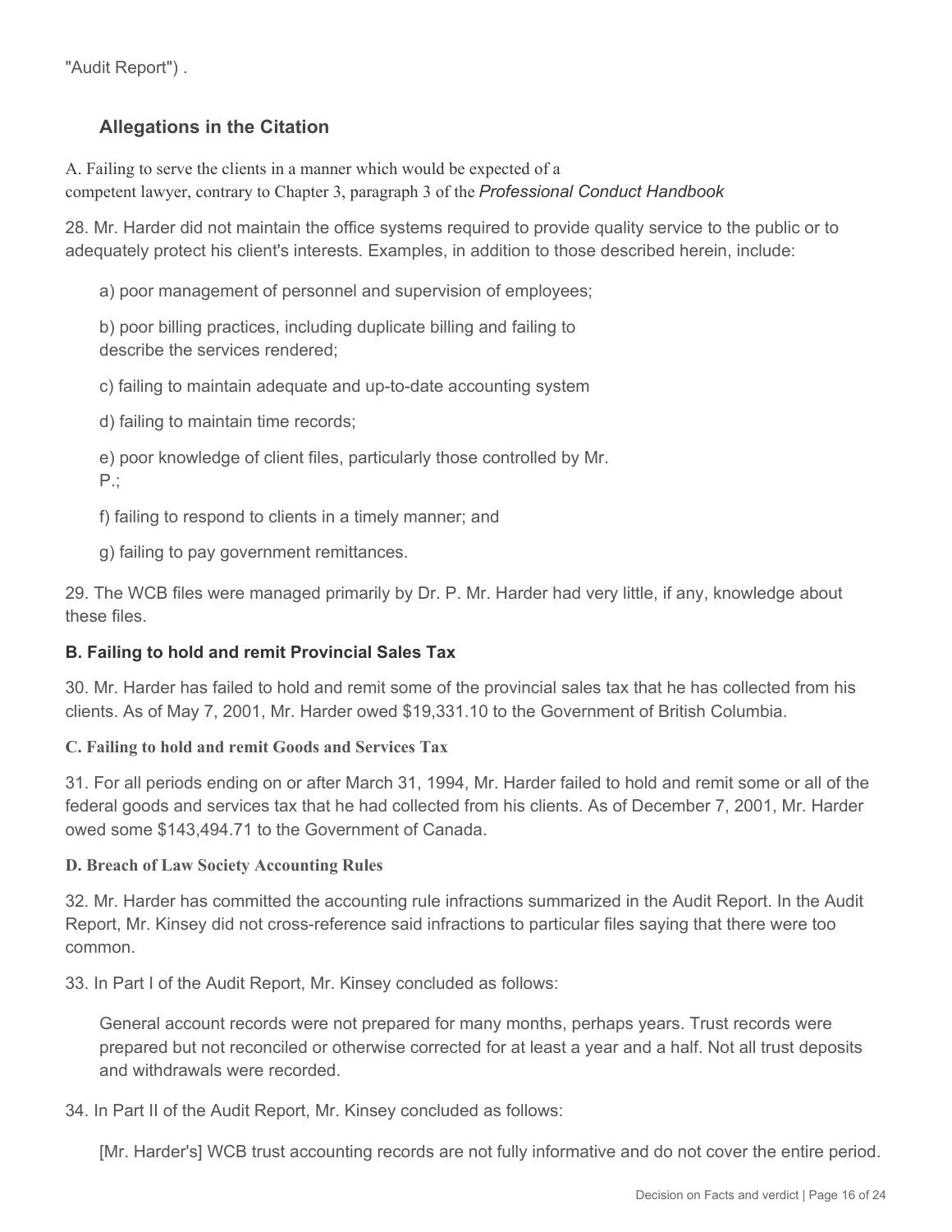"Audit Report") .

## Allegations in the Citation

A. Failing to serve the clients in a manner which would be expected of a competent lawyer, contrary to Chapter 3, paragraph 3 of the *Professional Conduct Handbook*

28. Mr. Harder did not maintain the office systems required to provide quality service to the public or to adequately protect his client's interests. Examples, in addition to those described herein, include:

a) poor management of personnel and supervision of employees;

b) poor billing practices, including duplicate billing and failing to describe the services rendered;

c) failing to maintain adequate and up-to-date accounting system

d) failing to maintain time records;

e) poor knowledge of client files, particularly those controlled by Mr. P.;

f) failing to respond to clients in a timely manner; and

g) failing to pay government remittances.

29. The WCB files were managed primarily by Dr. P. Mr. Harder had very little, if any, knowledge about these files.

**B. Failing to hold and remit Provincial Sales Tax**

30. Mr. Harder has failed to hold and remit some of the provincial sales tax that he has collected from his clients. As of May 7, 2001, Mr. Harder owed $19,331.10 to the Government of British Columbia.

**C. Failing to hold and remit Goods and Services Tax**

31. For all periods ending on or after March 31, 1994, Mr. Harder failed to hold and remit some or all of the federal goods and services tax that he had collected from his clients. As of December 7, 2001, Mr. Harder owed some $143,494.71 to the Government of Canada.

**D. Breach of Law Society Accounting Rules**

32. Mr. Harder has committed the accounting rule infractions summarized in the Audit Report. In the Audit Report, Mr. Kinsey did not cross-reference said infractions to particular files saying that there were too common.

33. In Part I of the Audit Report, Mr. Kinsey concluded as follows:

> General account records were not prepared for many months, perhaps years. Trust records were prepared but not reconciled or otherwise corrected for at least a year and a half. Not all trust deposits and withdrawals were recorded.

34. In Part II of the Audit Report, Mr. Kinsey concluded as follows:

> [Mr. Harder's] WCB trust accounting records are not fully informative and do not cover the entire period.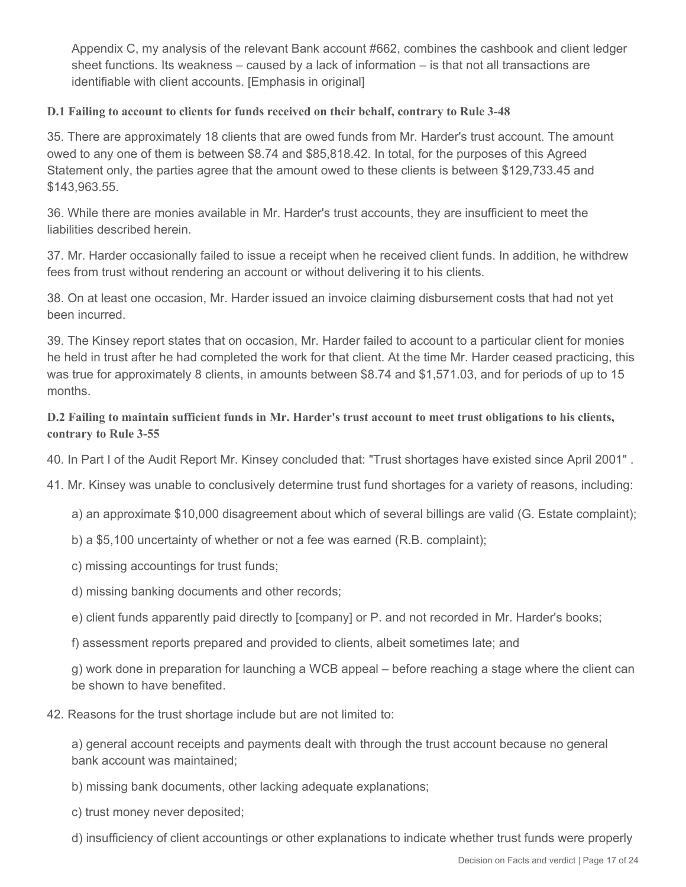Appendix C, my analysis of the relevant Bank account #662, combines the cashbook and client ledger sheet functions. Its weakness – caused by a lack of information – is that not all transactions are identifiable with client accounts. [Emphasis in original]

### D.1 Failing to account to clients for funds received on their behalf, contrary to Rule 3-48

35. There are approximately 18 clients that are owed funds from Mr. Harder's trust account. The amount owed to any one of them is between $8.74 and $85,818.42. In total, for the purposes of this Agreed Statement only, the parties agree that the amount owed to these clients is between $129,733.45 and $143,963.55.

36. While there are monies available in Mr. Harder's trust accounts, they are insufficient to meet the liabilities described herein.

37. Mr. Harder occasionally failed to issue a receipt when he received client funds. In addition, he withdrew fees from trust without rendering an account or without delivering it to his clients.

38. On at least one occasion, Mr. Harder issued an invoice claiming disbursement costs that had not yet been incurred.

39. The Kinsey report states that on occasion, Mr. Harder failed to account to a particular client for monies he held in trust after he had completed the work for that client. At the time Mr. Harder ceased practicing, this was true for approximately 8 clients, in amounts between $8.74 and $1,571.03, and for periods of up to 15 months.

### D.2 Failing to maintain sufficient funds in Mr. Harder's trust account to meet trust obligations to his clients, contrary to Rule 3-55

40. In Part I of the Audit Report Mr. Kinsey concluded that: "Trust shortages have existed since April 2001" .

41. Mr. Kinsey was unable to conclusively determine trust fund shortages for a variety of reasons, including:

a) an approximate $10,000 disagreement about which of several billings are valid (G. Estate complaint);

b) a $5,100 uncertainty of whether or not a fee was earned (R.B. complaint);

c) missing accountings for trust funds;

d) missing banking documents and other records;

e) client funds apparently paid directly to [company] or P. and not recorded in Mr. Harder's books;

f) assessment reports prepared and provided to clients, albeit sometimes late; and

g) work done in preparation for launching a WCB appeal – before reaching a stage where the client can be shown to have benefited.

42. Reasons for the trust shortage include but are not limited to:

a) general account receipts and payments dealt with through the trust account because no general bank account was maintained;

b) missing bank documents, other lacking adequate explanations;

c) trust money never deposited;

d) insufficiency of client accountings or other explanations to indicate whether trust funds were properly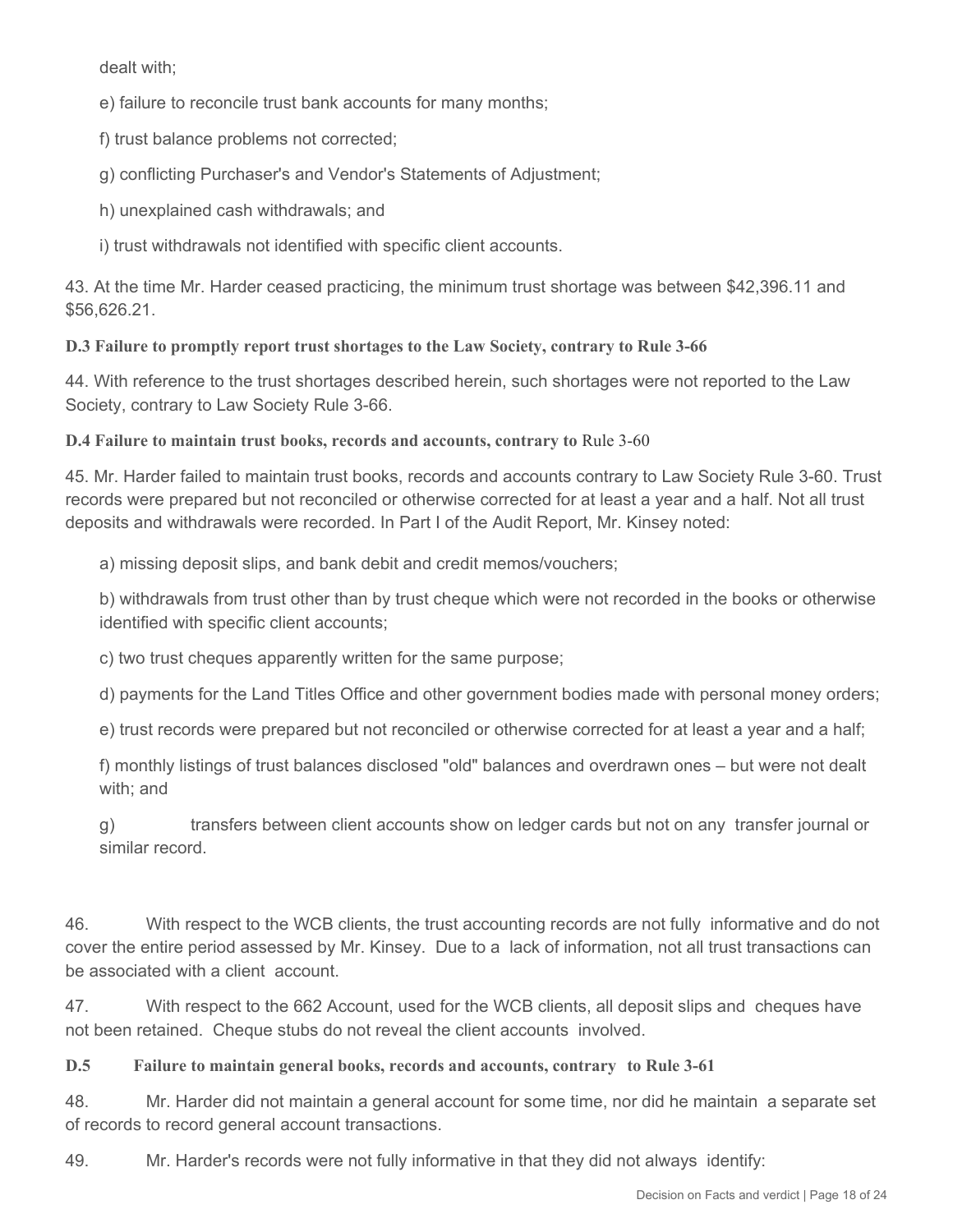dealt with;

e) failure to reconcile trust bank accounts for many months;

f) trust balance problems not corrected;

g) conflicting Purchaser's and Vendor's Statements of Adjustment;

h) unexplained cash withdrawals; and

i) trust withdrawals not identified with specific client accounts.

43. At the time Mr. Harder ceased practicing, the minimum trust shortage was between $42,396.11 and $56,626.21.

**D.3 Failure to promptly report trust shortages to the Law Society, contrary to Rule 3-66**

44. With reference to the trust shortages described herein, such shortages were not reported to the Law Society, contrary to Law Society Rule 3-66.

**D.4 Failure to maintain trust books, records and accounts, contrary to** Rule 3-60

45. Mr. Harder failed to maintain trust books, records and accounts contrary to Law Society Rule 3-60. Trust records were prepared but not reconciled or otherwise corrected for at least a year and a half. Not all trust deposits and withdrawals were recorded. In Part I of the Audit Report, Mr. Kinsey noted:

a) missing deposit slips, and bank debit and credit memos/vouchers;

b) withdrawals from trust other than by trust cheque which were not recorded in the books or otherwise identified with specific client accounts;

c) two trust cheques apparently written for the same purpose;

d) payments for the Land Titles Office and other government bodies made with personal money orders;

e) trust records were prepared but not reconciled or otherwise corrected for at least a year and a half;

f) monthly listings of trust balances disclosed "old" balances and overdrawn ones – but were not dealt with; and

g) transfers between client accounts show on ledger cards but not on any transfer journal or similar record.

46. With respect to the WCB clients, the trust accounting records are not fully informative and do not cover the entire period assessed by Mr. Kinsey. Due to a lack of information, not all trust transactions can be associated with a client account.

47. With respect to the 662 Account, used for the WCB clients, all deposit slips and cheques have not been retained. Cheque stubs do not reveal the client accounts involved.

**D.5 Failure to maintain general books, records and accounts, contrary to Rule 3-61**

48. Mr. Harder did not maintain a general account for some time, nor did he maintain a separate set of records to record general account transactions.

49. Mr. Harder's records were not fully informative in that they did not always identify: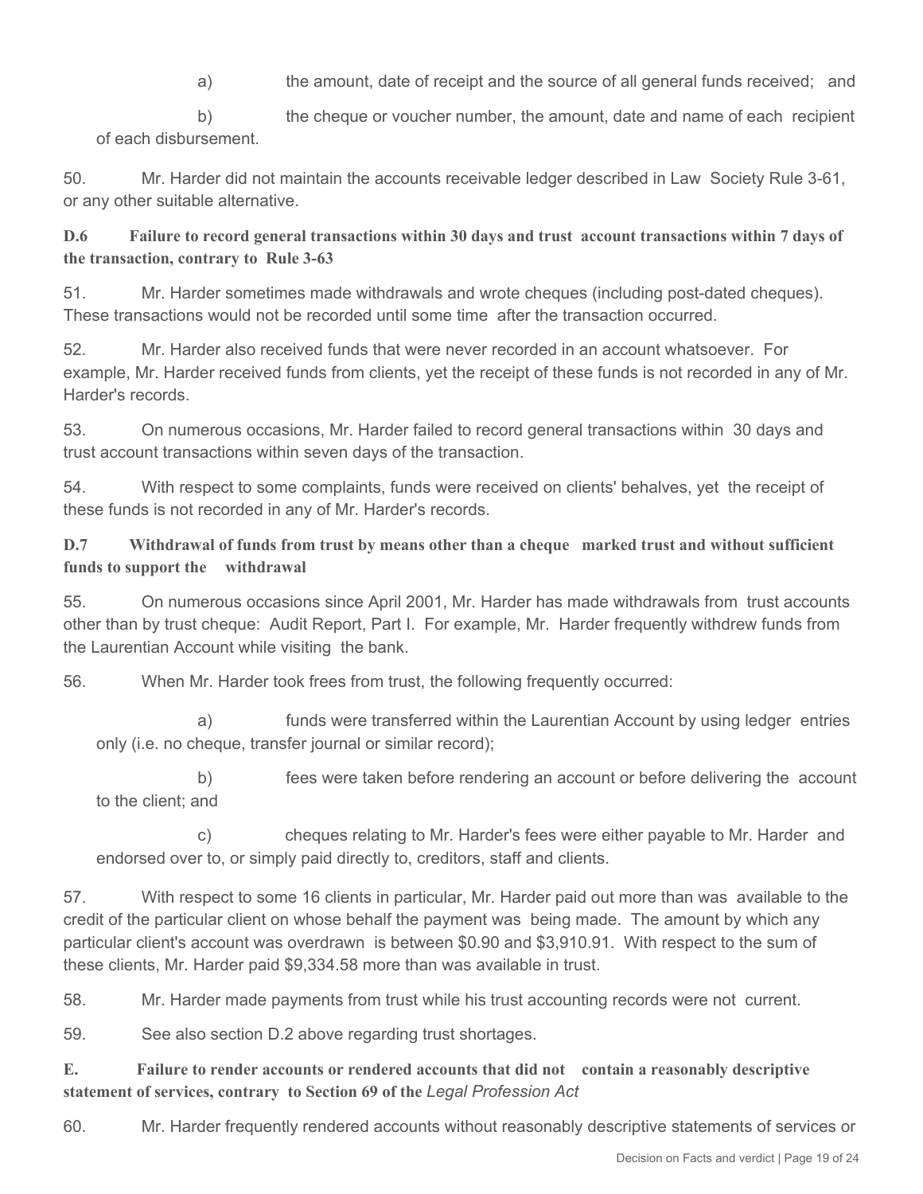a) the amount, date of receipt and the source of all general funds received; and

b) the cheque or voucher number, the amount, date and name of each recipient of each disbursement.

50. Mr. Harder did not maintain the accounts receivable ledger described in Law Society Rule 3-61, or any other suitable alternative.

**D.6 Failure to record general transactions within 30 days and trust account transactions within 7 days of the transaction, contrary to Rule 3-63**

51. Mr. Harder sometimes made withdrawals and wrote cheques (including post-dated cheques). These transactions would not be recorded until some time after the transaction occurred.

52. Mr. Harder also received funds that were never recorded in an account whatsoever. For example, Mr. Harder received funds from clients, yet the receipt of these funds is not recorded in any of Mr. Harder's records.

53. On numerous occasions, Mr. Harder failed to record general transactions within 30 days and trust account transactions within seven days of the transaction.

54. With respect to some complaints, funds were received on clients' behalves, yet the receipt of these funds is not recorded in any of Mr. Harder's records.

**D.7 Withdrawal of funds from trust by means other than a cheque marked trust and without sufficient funds to support the withdrawal**

55. On numerous occasions since April 2001, Mr. Harder has made withdrawals from trust accounts other than by trust cheque: Audit Report, Part I. For example, Mr. Harder frequently withdrew funds from the Laurentian Account while visiting the bank.

56. When Mr. Harder took frees from trust, the following frequently occurred:

a) funds were transferred within the Laurentian Account by using ledger entries only (i.e. no cheque, transfer journal or similar record);

b) fees were taken before rendering an account or before delivering the account to the client; and

c) cheques relating to Mr. Harder's fees were either payable to Mr. Harder and endorsed over to, or simply paid directly to, creditors, staff and clients.

57. With respect to some 16 clients in particular, Mr. Harder paid out more than was available to the credit of the particular client on whose behalf the payment was being made. The amount by which any particular client's account was overdrawn is between $0.90 and $3,910.91. With respect to the sum of these clients, Mr. Harder paid $9,334.58 more than was available in trust.

58. Mr. Harder made payments from trust while his trust accounting records were not current.

59. See also section D.2 above regarding trust shortages.

**E. Failure to render accounts or rendered accounts that did not contain a reasonably descriptive statement of services, contrary to Section 69 of the *Legal Profession Act***

60. Mr. Harder frequently rendered accounts without reasonably descriptive statements of services or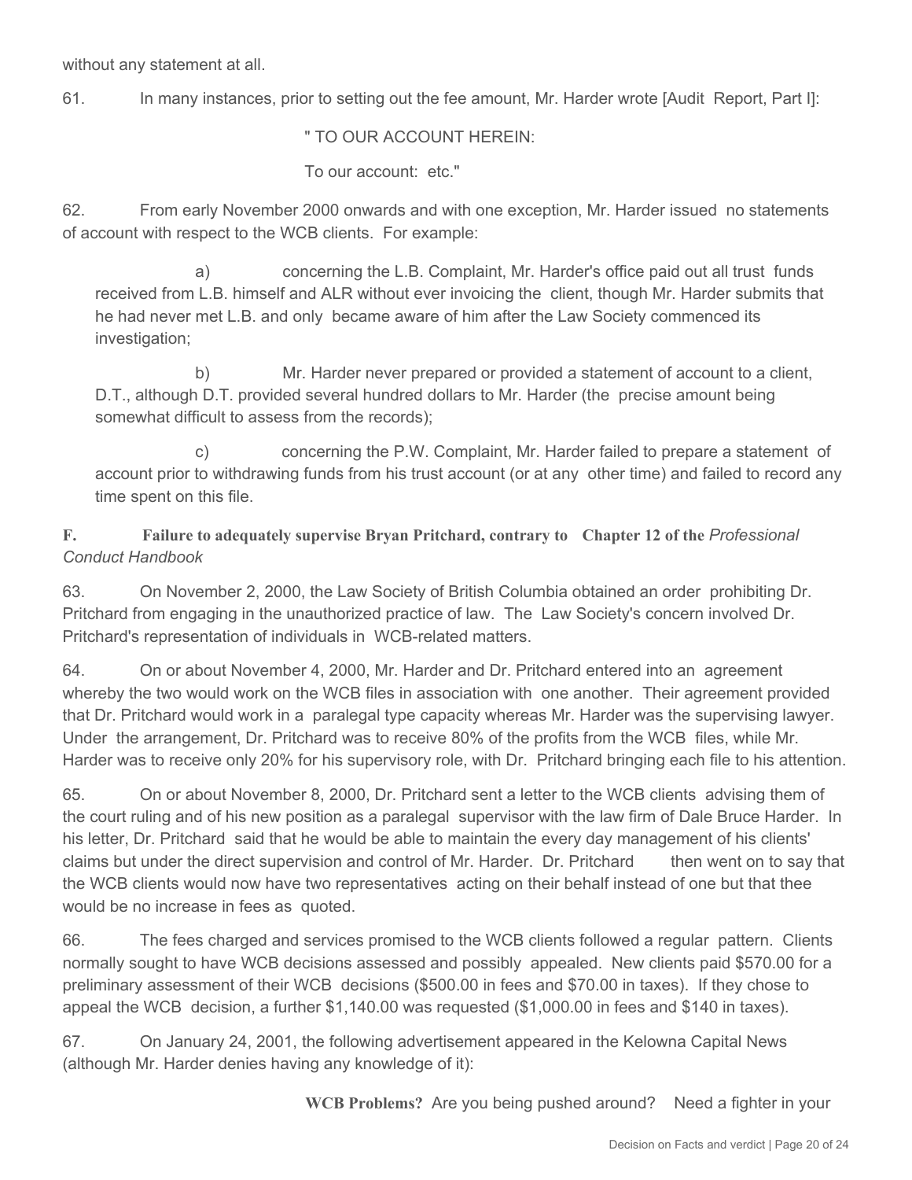without any statement at all.

61. In many instances, prior to setting out the fee amount, Mr. Harder wrote [Audit Report, Part I]:

> " TO OUR ACCOUNT HEREIN:
>
> To our account: etc."

62. From early November 2000 onwards and with one exception, Mr. Harder issued no statements of account with respect to the WCB clients. For example:

a) concerning the L.B. Complaint, Mr. Harder's office paid out all trust funds received from L.B. himself and ALR without ever invoicing the client, though Mr. Harder submits that he had never met L.B. and only became aware of him after the Law Society commenced its investigation;

b) Mr. Harder never prepared or provided a statement of account to a client, D.T., although D.T. provided several hundred dollars to Mr. Harder (the precise amount being somewhat difficult to assess from the records);

c) concerning the P.W. Complaint, Mr. Harder failed to prepare a statement of account prior to withdrawing funds from his trust account (or at any other time) and failed to record any time spent on this file.

**F. Failure to adequately supervise Bryan Pritchard, contrary to Chapter 12 of the** ***Professional Conduct Handbook***

63. On November 2, 2000, the Law Society of British Columbia obtained an order prohibiting Dr. Pritchard from engaging in the unauthorized practice of law. The Law Society's concern involved Dr. Pritchard's representation of individuals in WCB-related matters.

64. On or about November 4, 2000, Mr. Harder and Dr. Pritchard entered into an agreement whereby the two would work on the WCB files in association with one another. Their agreement provided that Dr. Pritchard would work in a paralegal type capacity whereas Mr. Harder was the supervising lawyer. Under the arrangement, Dr. Pritchard was to receive 80% of the profits from the WCB files, while Mr. Harder was to receive only 20% for his supervisory role, with Dr. Pritchard bringing each file to his attention.

65. On or about November 8, 2000, Dr. Pritchard sent a letter to the WCB clients advising them of the court ruling and of his new position as a paralegal supervisor with the law firm of Dale Bruce Harder. In his letter, Dr. Pritchard said that he would be able to maintain the every day management of his clients' claims but under the direct supervision and control of Mr. Harder. Dr. Pritchard then went on to say that the WCB clients would now have two representatives acting on their behalf instead of one but that thee would be no increase in fees as quoted.

66. The fees charged and services promised to the WCB clients followed a regular pattern. Clients normally sought to have WCB decisions assessed and possibly appealed. New clients paid $570.00 for a preliminary assessment of their WCB decisions ($500.00 in fees and $70.00 in taxes). If they chose to appeal the WCB decision, a further $1,140.00 was requested ($1,000.00 in fees and $140 in taxes).

67. On January 24, 2001, the following advertisement appeared in the Kelowna Capital News (although Mr. Harder denies having any knowledge of it):

> **WCB Problems?** Are you being pushed around? Need a fighter in your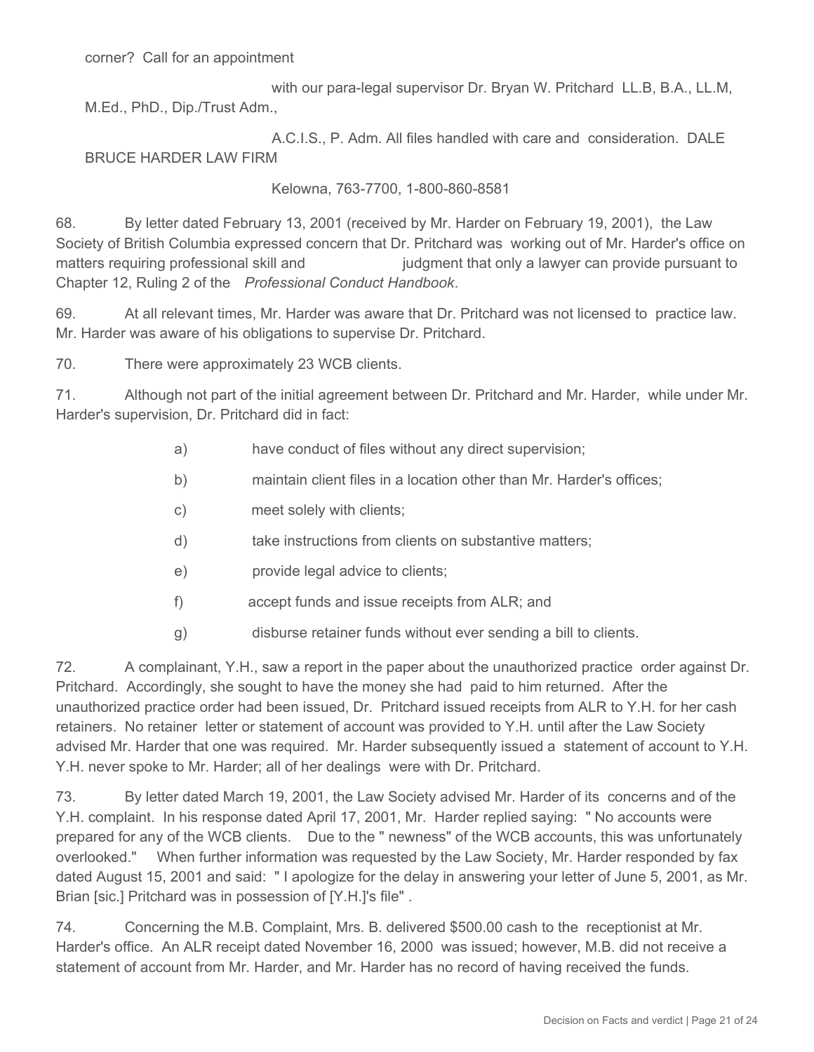corner? Call for an appointment

with our para-legal supervisor Dr. Bryan W. Pritchard LL.B, B.A., LL.M, M.Ed., PhD., Dip./Trust Adm.,

A.C.I.S., P. Adm. All files handled with care and consideration. DALE BRUCE HARDER LAW FIRM

Kelowna, 763-7700, 1-800-860-8581

68. By letter dated February 13, 2001 (received by Mr. Harder on February 19, 2001), the Law Society of British Columbia expressed concern that Dr. Pritchard was working out of Mr. Harder's office on matters requiring professional skill and judgment that only a lawyer can provide pursuant to Chapter 12, Ruling 2 of the *Professional Conduct Handbook*.

69. At all relevant times, Mr. Harder was aware that Dr. Pritchard was not licensed to practice law. Mr. Harder was aware of his obligations to supervise Dr. Pritchard.

70. There were approximately 23 WCB clients.

71. Although not part of the initial agreement between Dr. Pritchard and Mr. Harder, while under Mr. Harder's supervision, Dr. Pritchard did in fact:

a) have conduct of files without any direct supervision;

b) maintain client files in a location other than Mr. Harder's offices;

c) meet solely with clients;

d) take instructions from clients on substantive matters;

e) provide legal advice to clients;

f) accept funds and issue receipts from ALR; and

g) disburse retainer funds without ever sending a bill to clients.

72. A complainant, Y.H., saw a report in the paper about the unauthorized practice order against Dr. Pritchard. Accordingly, she sought to have the money she had paid to him returned. After the unauthorized practice order had been issued, Dr. Pritchard issued receipts from ALR to Y.H. for her cash retainers. No retainer letter or statement of account was provided to Y.H. until after the Law Society advised Mr. Harder that one was required. Mr. Harder subsequently issued a statement of account to Y.H. Y.H. never spoke to Mr. Harder; all of her dealings were with Dr. Pritchard.

73. By letter dated March 19, 2001, the Law Society advised Mr. Harder of its concerns and of the Y.H. complaint. In his response dated April 17, 2001, Mr. Harder replied saying: " No accounts were prepared for any of the WCB clients. Due to the " newness" of the WCB accounts, this was unfortunately overlooked." When further information was requested by the Law Society, Mr. Harder responded by fax dated August 15, 2001 and said: " I apologize for the delay in answering your letter of June 5, 2001, as Mr. Brian [sic.] Pritchard was in possession of [Y.H.]'s file" .

74. Concerning the M.B. Complaint, Mrs. B. delivered $500.00 cash to the receptionist at Mr. Harder's office. An ALR receipt dated November 16, 2000 was issued; however, M.B. did not receive a statement of account from Mr. Harder, and Mr. Harder has no record of having received the funds.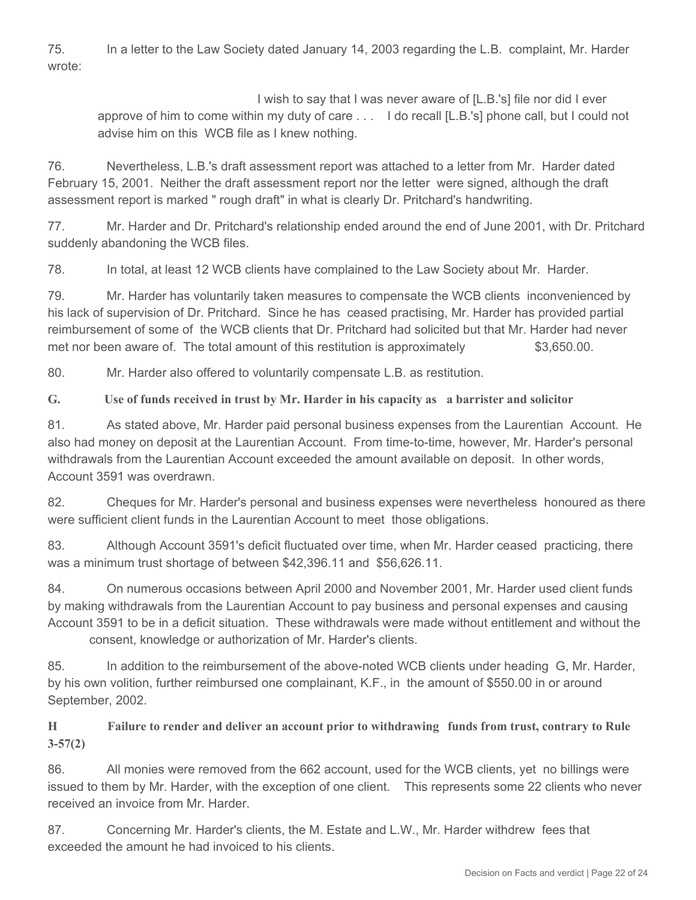75. In a letter to the Law Society dated January 14, 2003 regarding the L.B. complaint, Mr. Harder wrote:

> I wish to say that I was never aware of [L.B.'s] file nor did I ever approve of him to come within my duty of care . . . I do recall [L.B.'s] phone call, but I could not advise him on this WCB file as I knew nothing.

76. Nevertheless, L.B.'s draft assessment report was attached to a letter from Mr. Harder dated February 15, 2001. Neither the draft assessment report nor the letter were signed, although the draft assessment report is marked " rough draft" in what is clearly Dr. Pritchard's handwriting.

77. Mr. Harder and Dr. Pritchard's relationship ended around the end of June 2001, with Dr. Pritchard suddenly abandoning the WCB files.

78. In total, at least 12 WCB clients have complained to the Law Society about Mr. Harder.

79. Mr. Harder has voluntarily taken measures to compensate the WCB clients inconvenienced by his lack of supervision of Dr. Pritchard. Since he has ceased practising, Mr. Harder has provided partial reimbursement of some of the WCB clients that Dr. Pritchard had solicited but that Mr. Harder had never met nor been aware of. The total amount of this restitution is approximately $3,650.00.

80. Mr. Harder also offered to voluntarily compensate L.B. as restitution.

**G. Use of funds received in trust by Mr. Harder in his capacity as a barrister and solicitor**

81. As stated above, Mr. Harder paid personal business expenses from the Laurentian Account. He also had money on deposit at the Laurentian Account. From time-to-time, however, Mr. Harder's personal withdrawals from the Laurentian Account exceeded the amount available on deposit. In other words, Account 3591 was overdrawn.

82. Cheques for Mr. Harder's personal and business expenses were nevertheless honoured as there were sufficient client funds in the Laurentian Account to meet those obligations.

83. Although Account 3591's deficit fluctuated over time, when Mr. Harder ceased practicing, there was a minimum trust shortage of between $42,396.11 and $56,626.11.

84. On numerous occasions between April 2000 and November 2001, Mr. Harder used client funds by making withdrawals from the Laurentian Account to pay business and personal expenses and causing Account 3591 to be in a deficit situation. These withdrawals were made without entitlement and without the consent, knowledge or authorization of Mr. Harder's clients.

85. In addition to the reimbursement of the above-noted WCB clients under heading G, Mr. Harder, by his own volition, further reimbursed one complainant, K.F., in the amount of $550.00 in or around September, 2002.

**H Failure to render and deliver an account prior to withdrawing funds from trust, contrary to Rule 3-57(2)**

86. All monies were removed from the 662 account, used for the WCB clients, yet no billings were issued to them by Mr. Harder, with the exception of one client. This represents some 22 clients who never received an invoice from Mr. Harder.

87. Concerning Mr. Harder's clients, the M. Estate and L.W., Mr. Harder withdrew fees that exceeded the amount he had invoiced to his clients.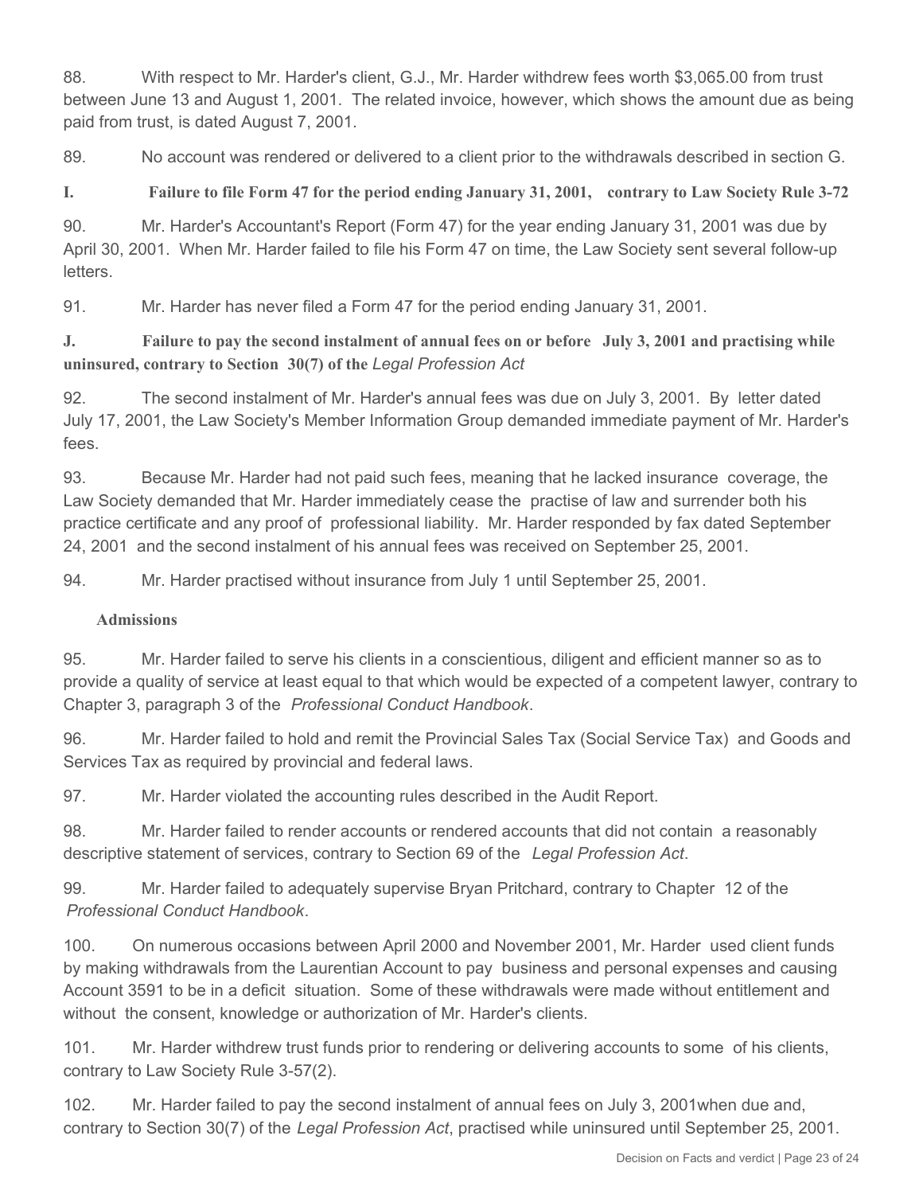88. With respect to Mr. Harder's client, G.J., Mr. Harder withdrew fees worth $3,065.00 from trust between June 13 and August 1, 2001. The related invoice, however, which shows the amount due as being paid from trust, is dated August 7, 2001.

89. No account was rendered or delivered to a client prior to the withdrawals described in section G.

**I. Failure to file Form 47 for the period ending January 31, 2001, contrary to Law Society Rule 3-72**

90. Mr. Harder's Accountant's Report (Form 47) for the year ending January 31, 2001 was due by April 30, 2001. When Mr. Harder failed to file his Form 47 on time, the Law Society sent several follow-up letters.

91. Mr. Harder has never filed a Form 47 for the period ending January 31, 2001.

**J. Failure to pay the second instalment of annual fees on or before July 3, 2001 and practising while uninsured, contrary to Section 30(7) of the *Legal Profession Act***

92. The second instalment of Mr. Harder's annual fees was due on July 3, 2001. By letter dated July 17, 2001, the Law Society's Member Information Group demanded immediate payment of Mr. Harder's fees.

93. Because Mr. Harder had not paid such fees, meaning that he lacked insurance coverage, the Law Society demanded that Mr. Harder immediately cease the practise of law and surrender both his practice certificate and any proof of professional liability. Mr. Harder responded by fax dated September 24, 2001 and the second instalment of his annual fees was received on September 25, 2001.

94. Mr. Harder practised without insurance from July 1 until September 25, 2001.

**Admissions**

95. Mr. Harder failed to serve his clients in a conscientious, diligent and efficient manner so as to provide a quality of service at least equal to that which would be expected of a competent lawyer, contrary to Chapter 3, paragraph 3 of the *Professional Conduct Handbook*.

96. Mr. Harder failed to hold and remit the Provincial Sales Tax (Social Service Tax) and Goods and Services Tax as required by provincial and federal laws.

97. Mr. Harder violated the accounting rules described in the Audit Report.

98. Mr. Harder failed to render accounts or rendered accounts that did not contain a reasonably descriptive statement of services, contrary to Section 69 of the *Legal Profession Act*.

99. Mr. Harder failed to adequately supervise Bryan Pritchard, contrary to Chapter 12 of the *Professional Conduct Handbook*.

100. On numerous occasions between April 2000 and November 2001, Mr. Harder used client funds by making withdrawals from the Laurentian Account to pay business and personal expenses and causing Account 3591 to be in a deficit situation. Some of these withdrawals were made without entitlement and without the consent, knowledge or authorization of Mr. Harder's clients.

101. Mr. Harder withdrew trust funds prior to rendering or delivering accounts to some of his clients, contrary to Law Society Rule 3-57(2).

102. Mr. Harder failed to pay the second instalment of annual fees on July 3, 2001when due and, contrary to Section 30(7) of the *Legal Profession Act*, practised while uninsured until September 25, 2001.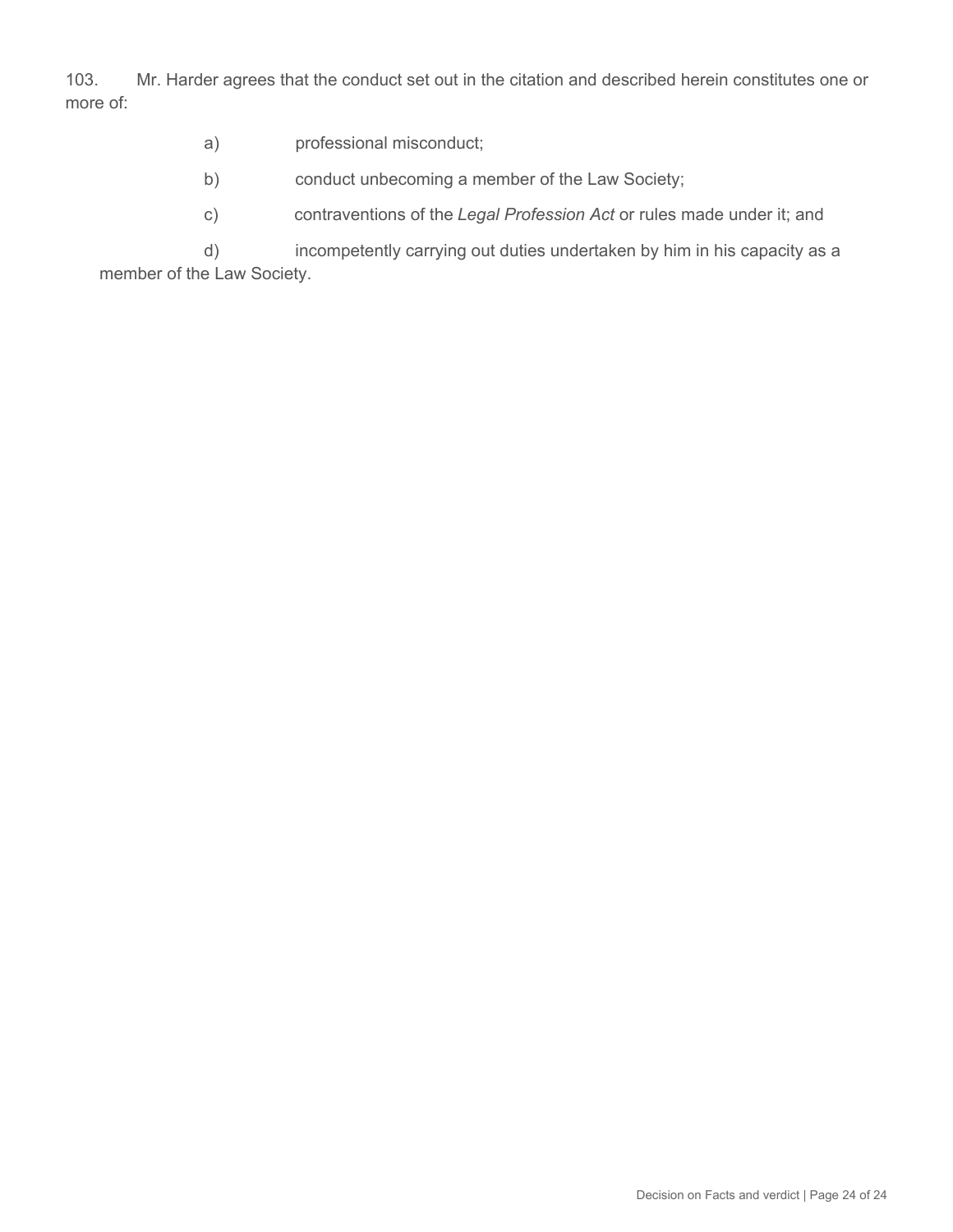103. Mr. Harder agrees that the conduct set out in the citation and described herein constitutes one or more of:

a) professional misconduct;

b) conduct unbecoming a member of the Law Society;

c) contraventions of the *Legal Profession Act* or rules made under it; and

d) incompetently carrying out duties undertaken by him in his capacity as a member of the Law Society.